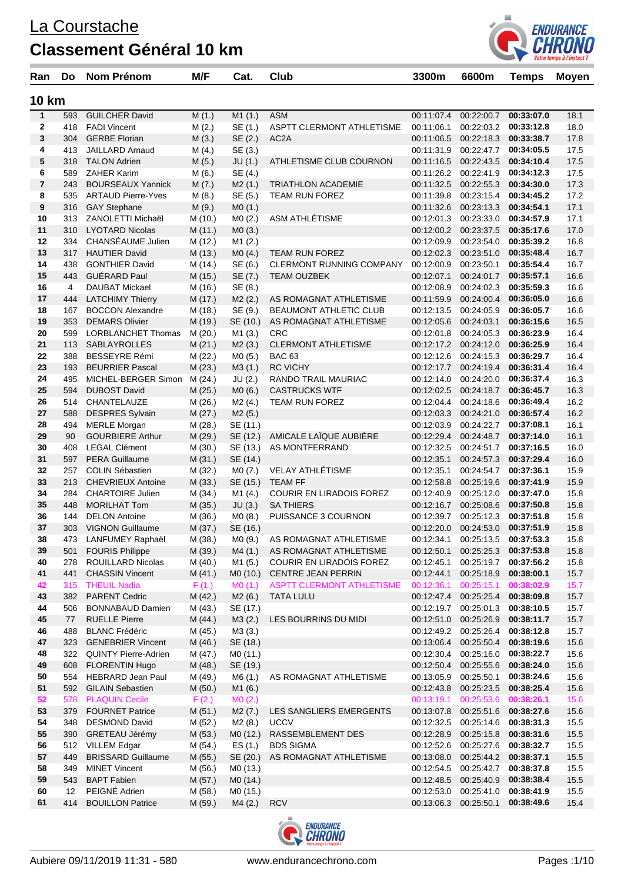# La Courstache

## Classement Général 10 km

### 10 km

| Ran | Do | Nom Prénom | M/F | Cat. | Club | 3300m | 6600m | Temps | Moyen |
|---|---|---|---|---|---|---|---|---|---|
| 1 | 593 | GUILCHER David | M (1.) | M1 (1.) | ASM | 00:11:07.4 | 00:22:00.7 | **00:33:07.0** | 18.1 |
| 2 | 418 | FADI Vincent | M (2.) | SE (1.) | ASPTT CLERMONT ATHLETISME | 00:11:06.1 | 00:22:03.2 | **00:33:12.8** | 18.0 |
| 3 | 304 | GERBE Florian | M (3.) | SE (2.) | AC2A | 00:11:06.5 | 00:22:18.3 | **00:33:38.7** | 17.8 |
| 4 | 413 | JAILLARD Arnaud | M (4.) | SE (3.) | | 00:11:31.9 | 00:22:47.7 | **00:34:05.5** | 17.5 |
| 5 | 318 | TALON Adrien | M (5.) | JU (1.) | ATHLETISME CLUB COURNON | 00:11:16.5 | 00:22:43.5 | **00:34:10.4** | 17.5 |
| 6 | 589 | ZAHER Karim | M (6.) | SE (4.) | | 00:11:26.2 | 00:22:41.9 | **00:34:12.3** | 17.5 |
| 7 | 243 | BOURSEAUX Yannick | M (7.) | M2 (1.) | TRIATHLON ACADEMIE | 00:11:32.5 | 00:22:55.3 | **00:34:30.0** | 17.3 |
| 8 | 535 | ARTAUD Pierre-Yves | M (8.) | SE (5.) | TEAM RUN FOREZ | 00:11:39.8 | 00:23:15.4 | **00:34:45.2** | 17.2 |
| 9 | 316 | GAY Stephane | M (9.) | M0 (1.) | | 00:11:32.6 | 00:23:13.3 | **00:34:54.1** | 17.1 |
| 10 | 313 | ZANOLETTI Michaël | M (10.) | M0 (2.) | ASM ATHLÉTISME | 00:12:01.3 | 00:23:33.0 | **00:34:57.9** | 17.1 |
| 11 | 310 | LYOTARD Nicolas | M (11.) | M0 (3.) | | 00:12:00.2 | 00:23:37.5 | **00:35:17.6** | 17.0 |
| 12 | 334 | CHANSÉAUME Julien | M (12.) | M1 (2.) | | 00:12:09.9 | 00:23:54.0 | **00:35:39.2** | 16.8 |
| 13 | 317 | HAUTIER David | M (13.) | M0 (4.) | TEAM RUN FOREZ | 00:12:02.3 | 00:23:51.0 | **00:35:48.4** | 16.7 |
| 14 | 438 | GONTHIER David | M (14.) | SE (6.) | CLERMONT RUNNING COMPANY | 00:12:00.9 | 00:23:50.1 | **00:35:54.4** | 16.7 |
| 15 | 443 | GUÉRARD Paul | M (15.) | SE (7.) | TEAM OUZBEK | 00:12:07.1 | 00:24:01.7 | **00:35:57.1** | 16.6 |
| 16 | 4 | DAUBAT Mickael | M (16.) | SE (8.) | | 00:12:08.9 | 00:24:02.3 | **00:35:59.3** | 16.6 |
| 17 | 444 | LATCHIMY Thierry | M (17.) | M2 (2.) | AS ROMAGNAT ATHLETISME | 00:11:59.9 | 00:24:00.4 | **00:36:05.0** | 16.6 |
| 18 | 167 | BOCCON Alexandre | M (18.) | SE (9.) | BEAUMONT ATHLETIC CLUB | 00:12:13.5 | 00:24:05.9 | **00:36:05.7** | 16.6 |
| 19 | 353 | DEMARS Olivier | M (19.) | SE (10.) | AS ROMAGNAT ATHLETISME | 00:12:05.6 | 00:24:03.1 | **00:36:15.6** | 16.5 |
| 20 | 599 | LORBLANCHET Thomas | M (20.) | M1 (3.) | CRC | 00:12:01.8 | 00:24:05.3 | **00:36:23.9** | 16.4 |
| 21 | 113 | SABLAYROLLES | M (21.) | M2 (3.) | CLERMONT ATHLETISME | 00:12:17.2 | 00:24:12.0 | **00:36:25.9** | 16.4 |
| 22 | 388 | BESSEYRE Rémi | M (22.) | M0 (5.) | BAC 63 | 00:12:12.6 | 00:24:15.3 | **00:36:29.7** | 16.4 |
| 23 | 193 | BEURRIER Pascal | M (23.) | M3 (1.) | RC VICHY | 00:12:17.7 | 00:24:19.4 | **00:36:31.4** | 16.4 |
| 24 | 495 | MICHEL-BERGER Simon | M (24.) | JU (2.) | RANDO TRAIL MAURIAC | 00:12:14.0 | 00:24:20.0 | **00:36:37.4** | 16.3 |
| 25 | 594 | DUBOST David | M (25.) | M0 (6.) | CASTRUCKS WTF | 00:12:02.5 | 00:24:18.7 | **00:36:45.7** | 16.3 |
| 26 | 514 | CHANTELAUZE | M (26.) | M2 (4.) | TEAM RUN FOREZ | 00:12:04.4 | 00:24:18.6 | **00:36:49.4** | 16.2 |
| 27 | 588 | DESPRES Sylvain | M (27.) | M2 (5.) | | 00:12:03.3 | 00:24:21.0 | **00:36:57.4** | 16.2 |
| 28 | 494 | MERLE Morgan | M (28.) | SE (11.) | | 00:12:03.9 | 00:24:22.7 | **00:37:08.1** | 16.1 |
| 29 | 90 | GOURBIERE Arthur | M (29.) | SE (12.) | AMICALE LAÏQUE AUBIÈRE | 00:12:29.4 | 00:24:48.7 | **00:37:14.0** | 16.1 |
| 30 | 408 | LEGAL Clément | M (30.) | SE (13.) | AS MONTFERRAND | 00:12:32.5 | 00:24:51.7 | **00:37:16.5** | 16.0 |
| 31 | 597 | PERA Guillaume | M (31.) | SE (14.) | | 00:12:35.1 | 00:24:57.3 | **00:37:29.4** | 16.0 |
| 32 | 257 | COLIN Sébastien | M (32.) | M0 (7.) | VELAY ATHLÉTISME | 00:12:35.1 | 00:24:54.7 | **00:37:36.1** | 15.9 |
| 33 | 213 | CHEVRIEUX Antoine | M (33.) | SE (15.) | TEAM FF | 00:12:58.8 | 00:25:19.6 | **00:37:41.9** | 15.9 |
| 34 | 284 | CHARTOIRE Julien | M (34.) | M1 (4.) | COURIR EN LIRADOIS FOREZ | 00:12:40.9 | 00:25:12.0 | **00:37:47.0** | 15.8 |
| 35 | 448 | MORILHAT Tom | M (35.) | JU (3.) | SA THIERS | 00:12:16.7 | 00:25:08.6 | **00:37:50.8** | 15.8 |
| 36 | 144 | DELON Antoine | M (36.) | M0 (8.) | PUISSANCE 3 COURNON | 00:12:39.7 | 00:25:12.3 | **00:37:51.8** | 15.8 |
| 37 | 303 | VIGNON Guillaume | M (37.) | SE (16.) | | 00:12:20.0 | 00:24:53.0 | **00:37:51.9** | 15.8 |
| 38 | 473 | LANFUMEY Raphaël | M (38.) | M0 (9.) | AS ROMAGNAT ATHLETISME | 00:12:34.1 | 00:25:13.5 | **00:37:53.3** | 15.8 |
| 39 | 501 | FOURIS Philippe | M (39.) | M4 (1.) | AS ROMAGNAT ATHLETISME | 00:12:50.1 | 00:25:25.3 | **00:37:53.8** | 15.8 |
| 40 | 278 | ROUILLARD Nicolas | M (40.) | M1 (5.) | COURIR EN LIRADOIS FOREZ | 00:12:45.1 | 00:25:19.7 | **00:37:56.2** | 15.8 |
| 41 | 441 | CHASSIN Vincent | M (41.) | M0 (10.) | CENTRE JEAN PERRIN | 00:12:44.1 | 00:25:18.9 | **00:38:00.1** | 15.7 |
| 42 | 315 | THEUIL Nadia | F (1.) | M0 (1.) | ASPTT CLERMONT ATHLETISME | 00:12:36.1 | 00:25:15.1 | **00:38:02.9** | 15.7 |
| 43 | 382 | PARENT Cedric | M (42.) | M2 (6.) | TATA LULU | 00:12:47.4 | 00:25:25.4 | **00:38:09.8** | 15.7 |
| 44 | 506 | BONNABAUD Damien | M (43.) | SE (17.) | | 00:12:19.7 | 00:25:01.3 | **00:38:10.5** | 15.7 |
| 45 | 77 | RUELLE Pierre | M (44.) | M3 (2.) | LES BOURRINS DU MIDI | 00:12:51.0 | 00:25:26.9 | **00:38:11.7** | 15.7 |
| 46 | 488 | BLANC Frédéric | M (45.) | M3 (3.) | | 00:12:49.2 | 00:25:26.4 | **00:38:12.8** | 15.7 |
| 47 | 323 | GENEBRIER Vincent | M (46.) | SE (18.) | | 00:13:06.4 | 00:25:50.4 | **00:38:19.6** | 15.6 |
| 48 | 322 | QUINTY Pierre-Adrien | M (47.) | M0 (11.) | | 00:12:30.4 | 00:25:16.0 | **00:38:22.7** | 15.6 |
| 49 | 608 | FLORENTIN Hugo | M (48.) | SE (19.) | | 00:12:50.4 | 00:25:55.6 | **00:38:24.0** | 15.6 |
| 50 | 554 | HEBRARD Jean Paul | M (49.) | M6 (1.) | AS ROMAGNAT ATHLETISME | 00:13:05.9 | 00:25:50.1 | **00:38:24.6** | 15.6 |
| 51 | 592 | GILAIN Sebastien | M (50.) | M1 (6.) | | 00:12:43.8 | 00:25:23.5 | **00:38:25.4** | 15.6 |
| 52 | 578 | PLAQUIN Cecile | F (2.) | M0 (2.) | | 00:13:19.1 | 00:25:53.6 | **00:38:26.1** | 15.6 |
| 53 | 379 | FOURNET Patrice | M (51.) | M2 (7.) | LES SANGLIERS EMERGENTS | 00:13:07.8 | 00:25:51.6 | **00:38:27.6** | 15.6 |
| 54 | 348 | DESMOND David | M (52.) | M2 (8.) | UCCV | 00:12:32.5 | 00:25:14.6 | **00:38:31.3** | 15.5 |
| 55 | 390 | GRETEAU Jérémy | M (53.) | M0 (12.) | RASSEMBLEMENT DES | 00:12:28.9 | 00:25:15.8 | **00:38:31.6** | 15.5 |
| 56 | 512 | VILLEM Edgar | M (54.) | ES (1.) | BDS SIGMA | 00:12:52.6 | 00:25:27.6 | **00:38:32.7** | 15.5 |
| 57 | 449 | BRISSARD Guillaume | M (55.) | SE (20.) | AS ROMAGNAT ATHLETISME | 00:13:08.0 | 00:25:44.2 | **00:38:37.1** | 15.5 |
| 58 | 349 | MINET Vincent | M (56.) | M0 (13.) | | 00:12:54.5 | 00:25:42.7 | **00:38:37.8** | 15.5 |
| 59 | 543 | BAPT Fabien | M (57.) | M0 (14.) | | 00:12:48.5 | 00:25:40.9 | **00:38:38.4** | 15.5 |
| 60 | 12 | PEIGNÉ Adrien | M (58.) | M0 (15.) | | 00:12:53.0 | 00:25:41.0 | **00:38:41.9** | 15.5 |
| 61 | 414 | BOUILLON Patrice | M (59.) | M4 (2.) | RCV | 00:13:06.3 | 00:25:50.1 | **00:38:49.6** | 15.4 |

Aubiere 09/11/2019 11:31 - 580 www.endurancechrono.com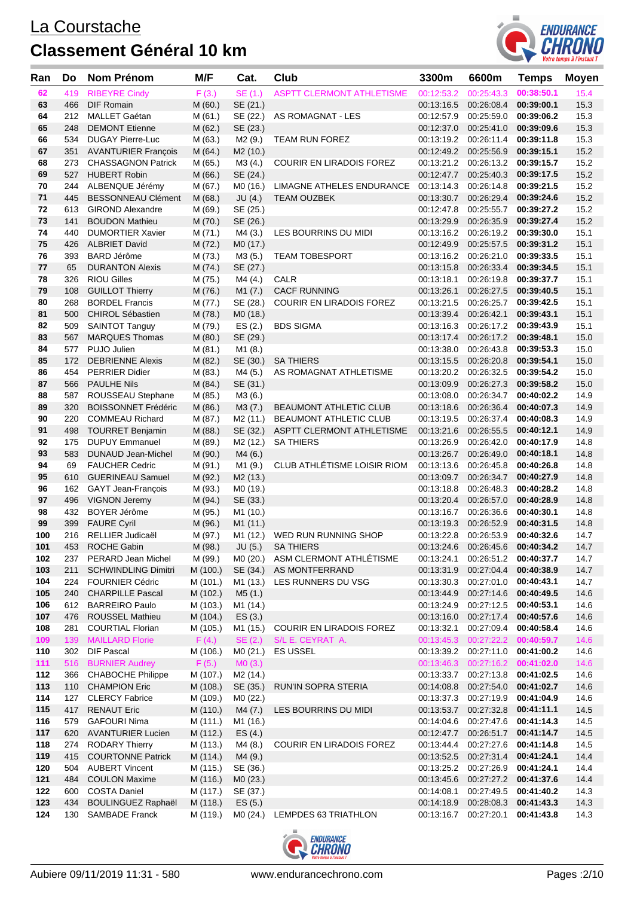# La Courstache

## Classement Général 10 km

| Ran | Do | Nom Prénom | M/F | Cat. | Club | 3300m | 6600m | Temps | Moyen |
|---|---|---|---|---|---|---|---|---|---|
| 62 | 419 | RIBEYRE Cindy | F (3.) | SE (1.) | ASPTT CLERMONT ATHLETISME | 00:12:53.2 | 00:25:43.3 | **00:38:50.1** | 15.4 |
| 63 | 466 | DIF Romain | M (60.) | SE (21.) | | 00:13:16.5 | 00:26:08.4 | **00:39:00.1** | 15.3 |
| 64 | 212 | MALLET Gaétan | M (61.) | SE (22.) | AS ROMAGNAT - LES | 00:12:57.9 | 00:25:59.0 | **00:39:06.2** | 15.3 |
| 65 | 248 | DEMONT Etienne | M (62.) | SE (23.) | | 00:12:37.0 | 00:25:41.0 | **00:39:09.6** | 15.3 |
| 66 | 534 | DUGAY Pierre-Luc | M (63.) | M2 (9.) | TEAM RUN FOREZ | 00:13:19.2 | 00:26:11.4 | **00:39:11.8** | 15.3 |
| 67 | 351 | AVANTURIER François | M (64.) | M2 (10.) | | 00:12:49.2 | 00:25:56.9 | **00:39:15.1** | 15.2 |
| 68 | 273 | CHASSAGNON Patrick | M (65.) | M3 (4.) | COURIR EN LIRADOIS FOREZ | 00:13:21.2 | 00:26:13.2 | **00:39:15.7** | 15.2 |
| 69 | 527 | HUBERT Robin | M (66.) | SE (24.) | | 00:12:47.7 | 00:25:40.3 | **00:39:17.5** | 15.2 |
| 70 | 244 | ALBENQUE Jérémy | M (67.) | M0 (16.) | LIMAGNE ATHELES ENDURANCE | 00:13:14.3 | 00:26:14.8 | **00:39:21.5** | 15.2 |
| 71 | 445 | BESSONNEAU Clément | M (68.) | JU (4.) | TEAM OUZBEK | 00:13:30.7 | 00:26:29.4 | **00:39:24.6** | 15.2 |
| 72 | 613 | GIROND Alexandre | M (69.) | SE (25.) | | 00:12:47.8 | 00:25:55.7 | **00:39:27.2** | 15.2 |
| 73 | 141 | BOUDON Mathieu | M (70.) | SE (26.) | | 00:13:29.9 | 00:26:35.9 | **00:39:27.4** | 15.2 |
| 74 | 440 | DUMORTIER Xavier | M (71.) | M4 (3.) | LES BOURRINS DU MIDI | 00:13:16.2 | 00:26:19.2 | **00:39:30.0** | 15.1 |
| 75 | 426 | ALBRIET David | M (72.) | M0 (17.) | | 00:12:49.9 | 00:25:57.5 | **00:39:31.2** | 15.1 |
| 76 | 393 | BARD Jérôme | M (73.) | M3 (5.) | TEAM TOBESPORT | 00:13:16.2 | 00:26:21.0 | **00:39:33.5** | 15.1 |
| 77 | 65 | DURANTON Alexis | M (74.) | SE (27.) | | 00:13:15.8 | 00:26:33.4 | **00:39:34.5** | 15.1 |
| 78 | 326 | RIOU Gilles | M (75.) | M4 (4.) | CALR | 00:13:18.1 | 00:26:19.8 | **00:39:37.7** | 15.1 |
| 79 | 108 | GUILLOT Thierry | M (76.) | M1 (7.) | CACF RUNNING | 00:13:26.1 | 00:26:27.5 | **00:39:40.5** | 15.1 |
| 80 | 268 | BORDEL Francis | M (77.) | SE (28.) | COURIR EN LIRADOIS FOREZ | 00:13:21.5 | 00:26:25.7 | **00:39:42.5** | 15.1 |
| 81 | 500 | CHIROL Sébastien | M (78.) | M0 (18.) | | 00:13:39.4 | 00:26:42.1 | **00:39:43.1** | 15.1 |
| 82 | 509 | SAINTOT Tanguy | M (79.) | ES (2.) | BDS SIGMA | 00:13:16.3 | 00:26:17.2 | **00:39:43.9** | 15.1 |
| 83 | 567 | MARQUES Thomas | M (80.) | SE (29.) | | 00:13:17.4 | 00:26:17.2 | **00:39:48.1** | 15.0 |
| 84 | 577 | PUJO Julien | M (81.) | M1 (8.) | | 00:13:38.0 | 00:26:43.8 | **00:39:53.3** | 15.0 |
| 85 | 172 | DEBRIENNE Alexis | M (82.) | SE (30.) | SA THIERS | 00:13:15.5 | 00:26:20.8 | **00:39:54.1** | 15.0 |
| 86 | 454 | PERRIER Didier | M (83.) | M4 (5.) | AS ROMAGNAT ATHLETISME | 00:13:20.2 | 00:26:32.5 | **00:39:54.2** | 15.0 |
| 87 | 566 | PAULHE Nils | M (84.) | SE (31.) | | 00:13:09.9 | 00:26:27.3 | **00:39:58.2** | 15.0 |
| 88 | 587 | ROUSSEAU Stephane | M (85.) | M3 (6.) | | 00:13:08.0 | 00:26:34.7 | **00:40:02.2** | 14.9 |
| 89 | 320 | BOISSONNET Frédéric | M (86.) | M3 (7.) | BEAUMONT ATHLETIC CLUB | 00:13:18.6 | 00:26:36.4 | **00:40:07.3** | 14.9 |
| 90 | 220 | COMMEAU Richard | M (87.) | M2 (11.) | BEAUMONT ATHLETIC CLUB | 00:13:19.5 | 00:26:37.4 | **00:40:08.3** | 14.9 |
| 91 | 498 | TOURRET Benjamin | M (88.) | SE (32.) | ASPTT CLERMONT ATHLETISME | 00:13:21.6 | 00:26:55.5 | **00:40:12.1** | 14.9 |
| 92 | 175 | DUPUY Emmanuel | M (89.) | M2 (12.) | SA THIERS | 00:13:26.9 | 00:26:42.0 | **00:40:17.9** | 14.8 |
| 93 | 583 | DUNAUD Jean-Michel | M (90.) | M4 (6.) | | 00:13:26.7 | 00:26:49.0 | **00:40:18.1** | 14.8 |
| 94 | 69 | FAUCHER Cedric | M (91.) | M1 (9.) | CLUB ATHLÉTISME LOISIR RIOM | 00:13:13.6 | 00:26:45.8 | **00:40:26.8** | 14.8 |
| 95 | 610 | GUERINEAU Samuel | M (92.) | M2 (13.) | | 00:13:09.7 | 00:26:34.7 | **00:40:27.9** | 14.8 |
| 96 | 162 | GAYT Jean-François | M (93.) | M0 (19.) | | 00:13:18.8 | 00:26:48.3 | **00:40:28.2** | 14.8 |
| 97 | 496 | VIGNON Jeremy | M (94.) | SE (33.) | | 00:13:20.4 | 00:26:57.0 | **00:40:28.9** | 14.8 |
| 98 | 432 | BOYER Jérôme | M (95.) | M1 (10.) | | 00:13:16.7 | 00:26:36.6 | **00:40:30.1** | 14.8 |
| 99 | 399 | FAURE Cyril | M (96.) | M1 (11.) | | 00:13:19.3 | 00:26:52.9 | **00:40:31.5** | 14.8 |
| 100 | 216 | RELLIER Judicaël | M (97.) | M1 (12.) | WED RUN RUNNING SHOP | 00:13:22.8 | 00:26:53.9 | **00:40:32.6** | 14.7 |
| 101 | 453 | ROCHE Gabin | M (98.) | JU (5.) | SA THIERS | 00:13:24.6 | 00:26:45.6 | **00:40:34.2** | 14.7 |
| 102 | 237 | PERARD Jean Michel | M (99.) | M0 (20.) | ASM CLERMONT ATHLÉTISME | 00:13:24.1 | 00:26:51.2 | **00:40:37.7** | 14.7 |
| 103 | 211 | SCHWINDLING Dimitri | M (100.) | SE (34.) | AS MONTFERRAND | 00:13:31.9 | 00:27:04.4 | **00:40:38.9** | 14.7 |
| 104 | 224 | FOURNIER Cédric | M (101.) | M1 (13.) | LES RUNNERS DU VSG | 00:13:30.3 | 00:27:01.0 | **00:40:43.1** | 14.7 |
| 105 | 240 | CHARPILLE Pascal | M (102.) | M5 (1.) | | 00:13:44.9 | 00:27:14.6 | **00:40:49.5** | 14.6 |
| 106 | 612 | BARREIRO Paulo | M (103.) | M1 (14.) | | 00:13:24.9 | 00:27:12.5 | **00:40:53.1** | 14.6 |
| 107 | 476 | ROUSSEL Mathieu | M (104.) | ES (3.) | | 00:13:16.0 | 00:27:17.4 | **00:40:57.6** | 14.6 |
| 108 | 281 | COURTIAL Florian | M (105.) | M1 (15.) | COURIR EN LIRADOIS FOREZ | 00:13:32.1 | 00:27:09.4 | **00:40:58.4** | 14.6 |
| 109 | 139 | MAILLARD Florie | F (4.) | SE (2.) | S/L E. CEYRAT A. | 00:13:45.3 | 00:27:22.2 | **00:40:59.7** | 14.6 |
| 110 | 302 | DIF Pascal | M (106.) | M0 (21.) | ES USSEL | 00:13:39.2 | 00:27:11.0 | **00:41:00.2** | 14.6 |
| 111 | 516 | BURNIER Audrey | F (5.) | M0 (3.) | | 00:13:46.3 | 00:27:16.2 | **00:41:02.0** | 14.6 |
| 112 | 366 | CHABOCHE Philippe | M (107.) | M2 (14.) | | 00:13:33.7 | 00:27:13.8 | **00:41:02.5** | 14.6 |
| 113 | 110 | CHAMPION Eric | M (108.) | SE (35.) | RUN'IN SOPRA STERIA | 00:14:08.8 | 00:27:54.0 | **00:41:02.7** | 14.6 |
| 114 | 127 | CLERCY Fabrice | M (109.) | M0 (22.) | | 00:13:37.3 | 00:27:19.9 | **00:41:04.9** | 14.6 |
| 115 | 417 | RENAUT Eric | M (110.) | M4 (7.) | LES BOURRINS DU MIDI | 00:13:53.7 | 00:27:32.8 | **00:41:11.1** | 14.5 |
| 116 | 579 | GAFOURI Nima | M (111.) | M1 (16.) | | 00:14:04.6 | 00:27:47.6 | **00:41:14.3** | 14.5 |
| 117 | 620 | AVANTURIER Lucien | M (112.) | ES (4.) | | 00:12:47.7 | 00:26:51.7 | **00:41:14.7** | 14.5 |
| 118 | 274 | RODARY Thierry | M (113.) | M4 (8.) | COURIR EN LIRADOIS FOREZ | 00:13:44.4 | 00:27:27.6 | **00:41:14.8** | 14.5 |
| 119 | 415 | COURTONNE Patrick | M (114.) | M4 (9.) | | 00:13:52.5 | 00:27:31.4 | **00:41:24.1** | 14.4 |
| 120 | 504 | AUBERT Vincent | M (115.) | SE (36.) | | 00:13:25.2 | 00:27:26.9 | **00:41:24.1** | 14.4 |
| 121 | 484 | COULON Maxime | M (116.) | M0 (23.) | | 00:13:45.6 | 00:27:27.2 | **00:41:37.6** | 14.4 |
| 122 | 600 | COSTA Daniel | M (117.) | SE (37.) | | 00:14:08.1 | 00:27:49.5 | **00:41:40.2** | 14.3 |
| 123 | 434 | BOULINGUEZ Raphaël | M (118.) | ES (5.) | | 00:14:18.9 | 00:28:08.3 | **00:41:43.3** | 14.3 |
| 124 | 130 | SAMBADE Franck | M (119.) | M0 (24.) | LEMPDES 63 TRIATHLON | 00:13:16.7 | 00:27:20.1 | **00:41:43.8** | 14.3 |

Aubiere 09/11/2019 11:31 - 580 www.endurancechrono.com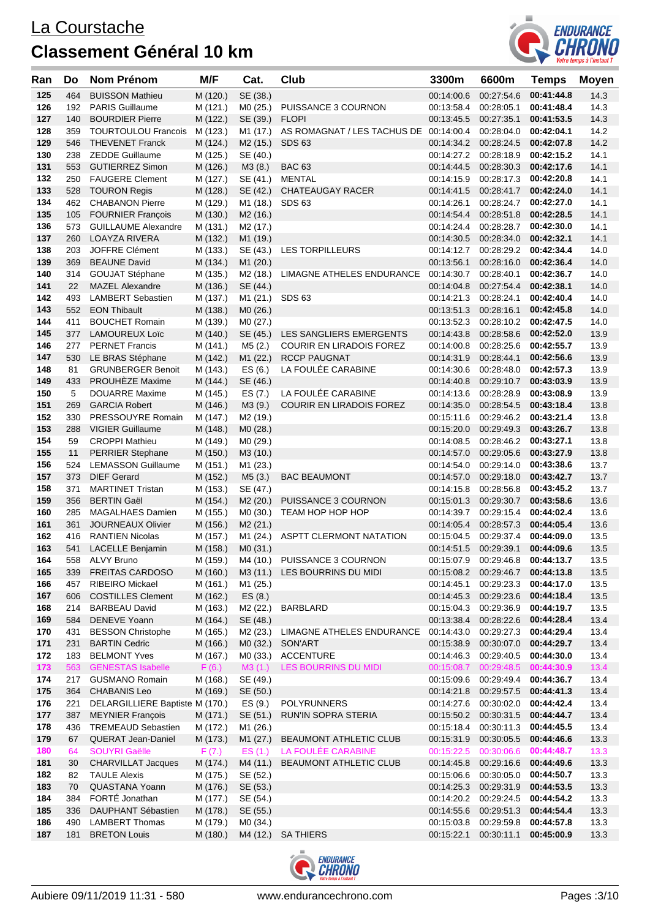# La Courstache

## Classement Général 10 km

| Ran | Do | Nom Prénom | M/F | Cat. | Club | 3300m | 6600m | Temps | Moyen |
|---|---|---|---|---|---|---|---|---|---|
| 125 | 464 | BUISSON Mathieu | M (120.) | SE (38.) | | 00:14:00.6 | 00:27:54.6 | **00:41:44.8** | 14.3 |
| 126 | 192 | PARIS Guillaume | M (121.) | M0 (25.) | PUISSANCE 3 COURNON | 00:13:58.4 | 00:28:05.1 | **00:41:48.4** | 14.3 |
| 127 | 140 | BOURDIER Pierre | M (122.) | SE (39.) | FLOPI | 00:13:45.5 | 00:27:35.1 | **00:41:53.5** | 14.3 |
| 128 | 359 | TOURTOULOU Francois | M (123.) | M1 (17.) | AS ROMAGNAT / LES TACHUS DE | 00:14:00.4 | 00:28:04.0 | **00:42:04.1** | 14.2 |
| 129 | 546 | THEVENET Franck | M (124.) | M2 (15.) | SDS 63 | 00:14:34.2 | 00:28:24.5 | **00:42:07.8** | 14.2 |
| 130 | 238 | ZEDDE Guillaume | M (125.) | SE (40.) | | 00:14:27.2 | 00:28:18.9 | **00:42:15.2** | 14.1 |
| 131 | 553 | GUTIERREZ Simon | M (126.) | M3 (8.) | BAC 63 | 00:14:44.5 | 00:28:30.3 | **00:42:17.6** | 14.1 |
| 132 | 250 | FAUGERE Clement | M (127.) | SE (41.) | MENTAL | 00:14:15.9 | 00:28:17.3 | **00:42:20.8** | 14.1 |
| 133 | 528 | TOURON Regis | M (128.) | SE (42.) | CHATEAUGAY RACER | 00:14:41.5 | 00:28:41.7 | **00:42:24.0** | 14.1 |
| 134 | 462 | CHABANON Pierre | M (129.) | M1 (18.) | SDS 63 | 00:14:26.1 | 00:28:24.7 | **00:42:27.0** | 14.1 |
| 135 | 105 | FOURNIER François | M (130.) | M2 (16.) | | 00:14:54.4 | 00:28:51.8 | **00:42:28.5** | 14.1 |
| 136 | 573 | GUILLAUME Alexandre | M (131.) | M2 (17.) | | 00:14:24.4 | 00:28:28.7 | **00:42:30.0** | 14.1 |
| 137 | 260 | LOAYZA RIVERA | M (132.) | M1 (19.) | | 00:14:30.5 | 00:28:34.0 | **00:42:32.1** | 14.1 |
| 138 | 203 | JOFFRE Clément | M (133.) | SE (43.) | LES TORPILLEURS | 00:14:12.7 | 00:28:29.2 | **00:42:34.4** | 14.0 |
| 139 | 369 | BEAUNE David | M (134.) | M1 (20.) | | 00:13:56.1 | 00:28:16.0 | **00:42:36.4** | 14.0 |
| 140 | 314 | GOUJAT Stéphane | M (135.) | M2 (18.) | LIMAGNE ATHELES ENDURANCE | 00:14:30.7 | 00:28:40.1 | **00:42:36.7** | 14.0 |
| 141 | 22 | MAZEL Alexandre | M (136.) | SE (44.) | | 00:14:04.8 | 00:27:54.4 | **00:42:38.1** | 14.0 |
| 142 | 493 | LAMBERT Sebastien | M (137.) | M1 (21.) | SDS 63 | 00:14:21.3 | 00:28:24.1 | **00:42:40.4** | 14.0 |
| 143 | 552 | EON Thibault | M (138.) | M0 (26.) | | 00:13:51.3 | 00:28:16.1 | **00:42:45.8** | 14.0 |
| 144 | 411 | BOUCHET Romain | M (139.) | M0 (27.) | | 00:13:52.3 | 00:28:10.2 | **00:42:47.5** | 14.0 |
| 145 | 377 | LAMOUREUX Loïc | M (140.) | SE (45.) | LES SANGLIERS EMERGENTS | 00:14:43.8 | 00:28:58.6 | **00:42:52.0** | 13.9 |
| 146 | 277 | PERNET Francis | M (141.) | M5 (2.) | COURIR EN LIRADOIS FOREZ | 00:14:00.8 | 00:28:25.6 | **00:42:55.7** | 13.9 |
| 147 | 530 | LE BRAS Stéphane | M (142.) | M1 (22.) | RCCP PAUGNAT | 00:14:31.9 | 00:28:44.1 | **00:42:56.6** | 13.9 |
| 148 | 81 | GRUNBERGER Benoit | M (143.) | ES (6.) | LA FOULÉE CARABINE | 00:14:30.6 | 00:28:48.0 | **00:42:57.3** | 13.9 |
| 149 | 433 | PROUHÈZE Maxime | M (144.) | SE (46.) | | 00:14:40.8 | 00:29:10.7 | **00:43:03.9** | 13.9 |
| 150 | 5 | DOUARRE Maxime | M (145.) | ES (7.) | LA FOULÉE CARABINE | 00:14:13.6 | 00:28:28.9 | **00:43:08.9** | 13.9 |
| 151 | 269 | GARCIA Robert | M (146.) | M3 (9.) | COURIR EN LIRADOIS FOREZ | 00:14:35.0 | 00:28:54.5 | **00:43:18.4** | 13.8 |
| 152 | 330 | PRESSOUYRE Romain | M (147.) | M2 (19.) | | 00:15:11.6 | 00:29:46.2 | **00:43:21.4** | 13.8 |
| 153 | 288 | VIGIER Guillaume | M (148.) | M0 (28.) | | 00:15:20.0 | 00:29:49.3 | **00:43:26.7** | 13.8 |
| 154 | 59 | CROPPI Mathieu | M (149.) | M0 (29.) | | 00:14:08.5 | 00:28:46.2 | **00:43:27.1** | 13.8 |
| 155 | 11 | PERRIER Stephane | M (150.) | M3 (10.) | | 00:14:57.0 | 00:29:05.6 | **00:43:27.9** | 13.8 |
| 156 | 524 | LEMASSON Guillaume | M (151.) | M1 (23.) | | 00:14:54.0 | 00:29:14.0 | **00:43:38.6** | 13.7 |
| 157 | 373 | DIEF Gerard | M (152.) | M5 (3.) | BAC BEAUMONT | 00:14:57.0 | 00:29:18.0 | **00:43:42.7** | 13.7 |
| 158 | 371 | MARTINET Tristan | M (153.) | SE (47.) | | 00:14:15.8 | 00:28:56.8 | **00:43:45.2** | 13.7 |
| 159 | 356 | BERTIN Gaël | M (154.) | M2 (20.) | PUISSANCE 3 COURNON | 00:15:01.3 | 00:29:30.7 | **00:43:58.6** | 13.6 |
| 160 | 285 | MAGALHAES Damien | M (155.) | M0 (30.) | TEAM HOP HOP HOP | 00:14:39.7 | 00:29:15.4 | **00:44:02.4** | 13.6 |
| 161 | 361 | JOURNEAUX Olivier | M (156.) | M2 (21.) | | 00:14:05.4 | 00:28:57.3 | **00:44:05.4** | 13.6 |
| 162 | 416 | RANTIEN Nicolas | M (157.) | M1 (24.) | ASPTT CLERMONT NATATION | 00:15:04.5 | 00:29:37.4 | **00:44:09.0** | 13.5 |
| 163 | 541 | LACELLE Benjamin | M (158.) | M0 (31.) | | 00:14:51.5 | 00:29:39.1 | **00:44:09.6** | 13.5 |
| 164 | 558 | ALVY Bruno | M (159.) | M4 (10.) | PUISSANCE 3 COURNON | 00:15:07.9 | 00:29:46.8 | **00:44:13.7** | 13.5 |
| 165 | 339 | FREITAS CARDOSO | M (160.) | M3 (11.) | LES BOURRINS DU MIDI | 00:15:08.2 | 00:29:46.7 | **00:44:13.8** | 13.5 |
| 166 | 457 | RIBEIRO Mickael | M (161.) | M1 (25.) | | 00:14:45.1 | 00:29:23.3 | **00:44:17.0** | 13.5 |
| 167 | 606 | COSTILLES Clement | M (162.) | ES (8.) | | 00:14:45.3 | 00:29:23.6 | **00:44:18.4** | 13.5 |
| 168 | 214 | BARBEAU David | M (163.) | M2 (22.) | BARBLARD | 00:15:04.3 | 00:29:36.9 | **00:44:19.7** | 13.5 |
| 169 | 584 | DENEVE Yoann | M (164.) | SE (48.) | | 00:13:38.4 | 00:28:22.6 | **00:44:28.4** | 13.4 |
| 170 | 431 | BESSON Christophe | M (165.) | M2 (23.) | LIMAGNE ATHELES ENDURANCE | 00:14:43.0 | 00:29:27.3 | **00:44:29.4** | 13.4 |
| 171 | 231 | BARTIN Cedric | M (166.) | M0 (32.) | SON'ART | 00:15:38.9 | 00:30:07.0 | **00:44:29.7** | 13.4 |
| 172 | 183 | BELMONT Yves | M (167.) | M0 (33.) | ACCENTURE | 00:14:46.3 | 00:29:40.5 | **00:44:30.0** | 13.4 |
| 173 | 563 | GENESTAS Isabelle | F (6.) | M3 (1.) | LES BOURRINS DU MIDI | 00:15:08.7 | 00:29:48.5 | **00:44:30.9** | 13.4 |
| 174 | 217 | GUSMANO Romain | M (168.) | SE (49.) | | 00:15:09.6 | 00:29:49.4 | **00:44:36.7** | 13.4 |
| 175 | 364 | CHABANIS Leo | M (169.) | SE (50.) | | 00:14:21.8 | 00:29:57.5 | **00:44:41.3** | 13.4 |
| 176 | 221 | DELARGILLIERE Baptiste | M (170.) | ES (9.) | POLYRUNNERS | 00:14:27.6 | 00:30:02.0 | **00:44:42.4** | 13.4 |
| 177 | 387 | MEYNIER François | M (171.) | SE (51.) | RUN'IN SOPRA STERIA | 00:15:50.2 | 00:30:31.5 | **00:44:44.7** | 13.4 |
| 178 | 436 | TREMEAUD Sebastien | M (172.) | M1 (26.) | | 00:15:18.4 | 00:30:11.3 | **00:44:45.5** | 13.4 |
| 179 | 67 | QUERAT Jean-Daniel | M (173.) | M1 (27.) | BEAUMONT ATHLETIC CLUB | 00:15:31.9 | 00:30:05.5 | **00:44:46.6** | 13.3 |
| 180 | 64 | SOUYRI Gaëlle | F (7.) | ES (1.) | LA FOULÉE CARABINE | 00:15:22.5 | 00:30:06.6 | **00:44:48.7** | 13.3 |
| 181 | 30 | CHARVILLAT Jacques | M (174.) | M4 (11.) | BEAUMONT ATHLETIC CLUB | 00:14:45.8 | 00:29:16.6 | **00:44:49.6** | 13.3 |
| 182 | 82 | TAULE Alexis | M (175.) | SE (52.) | | 00:15:06.6 | 00:30:05.0 | **00:44:50.7** | 13.3 |
| 183 | 70 | QUASTANA Yoann | M (176.) | SE (53.) | | 00:14:25.3 | 00:29:31.9 | **00:44:53.5** | 13.3 |
| 184 | 384 | FORTÉ Jonathan | M (177.) | SE (54.) | | 00:14:20.2 | 00:29:24.5 | **00:44:54.2** | 13.3 |
| 185 | 336 | DAUPHANT Sébastien | M (178.) | SE (55.) | | 00:14:55.6 | 00:29:51.3 | **00:44:54.4** | 13.3 |
| 186 | 490 | LAMBERT Thomas | M (179.) | M0 (34.) | | 00:15:03.8 | 00:29:59.8 | **00:44:57.8** | 13.3 |
| 187 | 181 | BRETON Louis | M (180.) | M4 (12.) | SA THIERS | 00:15:22.1 | 00:30:11.1 | **00:45:00.9** | 13.3 |

Aubiere 09/11/2019 11:31 - 580 www.endurancechrono.com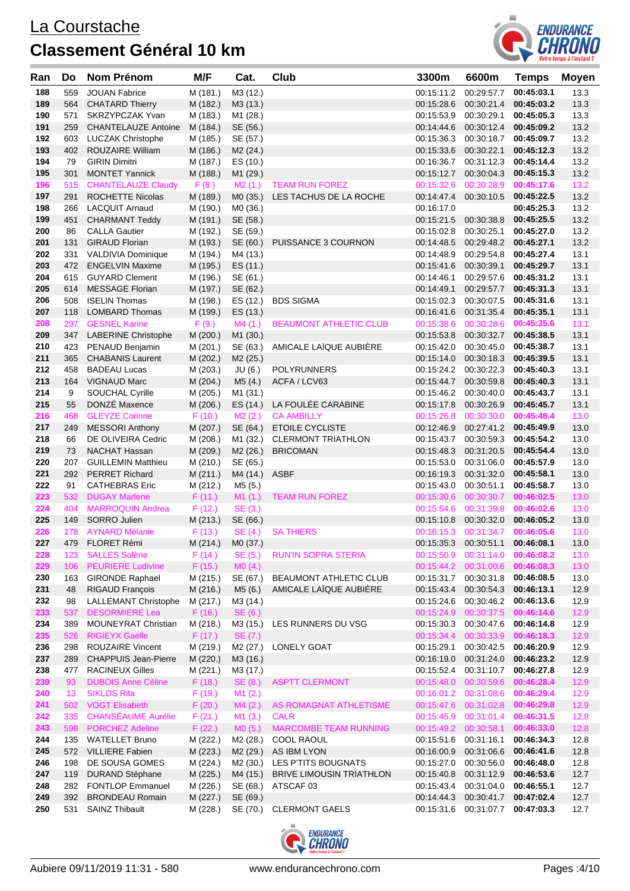# La Courstache

## Classement Général 10 km

| Ran | Do | Nom Prénom | M/F | Cat. | Club | 3300m | 6600m | Temps | Moyen |
|---|---|---|---|---|---|---|---|---|---|
| 188 | 559 | JOUAN Fabrice | M (181.) | M3 (12.) | | 00:15:11.2 | 00:29:57.7 | 00:45:03.1 | 13.3 |
| 189 | 564 | CHATARD Thierry | M (182.) | M3 (13.) | | 00:15:28.6 | 00:30:21.4 | 00:45:03.2 | 13.3 |
| 190 | 571 | SKRZYPCZAK Yvan | M (183.) | M1 (28.) | | 00:15:53.9 | 00:30:29.1 | 00:45:05.3 | 13.3 |
| 191 | 259 | CHANTELAUZE Antoine | M (184.) | SE (56.) | | 00:14:44.6 | 00:30:12.4 | 00:45:09.2 | 13.2 |
| 192 | 603 | LUCZAK Christophe | M (185.) | SE (57.) | | 00:15:36.3 | 00:30:18.7 | 00:45:09.7 | 13.2 |
| 193 | 402 | ROUZAIRE William | M (186.) | M2 (24.) | | 00:15:33.6 | 00:30:22.1 | 00:45:12.3 | 13.2 |
| 194 | 79 | GIRIN Dimitri | M (187.) | ES (10.) | | 00:16:36.7 | 00:31:12.3 | 00:45:14.4 | 13.2 |
| 195 | 301 | MONTET Yannick | M (188.) | M1 (29.) | | 00:15:12.7 | 00:30:04.3 | 00:45:15.3 | 13.2 |
| 196 | 515 | CHANTELAUZE Claudy | F (8.) | M2 (1.) | TEAM RUN FOREZ | 00:15:32.6 | 00:30:28.9 | 00:45:17.6 | 13.2 |
| 197 | 291 | ROCHETTE Nicolas | M (189.) | M0 (35.) | LES TACHUS DE LA ROCHE | 00:14:47.4 | 00:30:10.5 | 00:45:22.5 | 13.2 |
| 198 | 266 | LACQUIT Arnaud | M (190.) | M0 (36.) | | 00:16:17.0 | | 00:45:25.3 | 13.2 |
| 199 | 451 | CHARMANT Teddy | M (191.) | SE (58.) | | 00:15:21.5 | 00:30:38.8 | 00:45:25.5 | 13.2 |
| 200 | 86 | CALLA Gautier | M (192.) | SE (59.) | | 00:15:02.8 | 00:30:25.1 | 00:45:27.0 | 13.2 |
| 201 | 131 | GIRAUD Florian | M (193.) | SE (60.) | PUISSANCE 3 COURNON | 00:14:48.5 | 00:29:48.2 | 00:45:27.1 | 13.2 |
| 202 | 331 | VALDIVIA Dominique | M (194.) | M4 (13.) | | 00:14:48.9 | 00:29:54.8 | 00:45:27.4 | 13.1 |
| 203 | 472 | ENGELVIN Maxime | M (195.) | ES (11.) | | 00:15:41.6 | 00:30:39.1 | 00:45:29.7 | 13.1 |
| 204 | 615 | GUYARD Clement | M (196.) | SE (61.) | | 00:14:46.1 | 00:29:57.6 | 00:45:31.2 | 13.1 |
| 205 | 614 | MESSAGE Florian | M (197.) | SE (62.) | | 00:14:49.1 | 00:29:57.7 | 00:45:31.3 | 13.1 |
| 206 | 508 | ISELIN Thomas | M (198.) | ES (12.) | BDS SIGMA | 00:15:02.3 | 00:30:07.5 | 00:45:31.6 | 13.1 |
| 207 | 118 | LOMBARD Thomas | M (199.) | ES (13.) | | 00:16:41.6 | 00:31:35.4 | 00:45:35.1 | 13.1 |
| 208 | 297 | GESNEL Karine | F (9.) | M4 (1.) | BEAUMONT ATHLETIC CLUB | 00:15:38.6 | 00:30:28.6 | 00:45:35.6 | 13.1 |
| 209 | 347 | LABERINE Christophe | M (200.) | M1 (30.) | | 00:15:53.8 | 00:30:32.7 | 00:45:38.5 | 13.1 |
| 210 | 423 | PENAUD Benjamin | M (201.) | SE (63.) | AMICALE LAÏQUE AUBIÈRE | 00:15:42.0 | 00:30:45.0 | 00:45:38.7 | 13.1 |
| 211 | 365 | CHABANIS Laurent | M (202.) | M2 (25.) | | 00:15:14.0 | 00:30:18.3 | 00:45:39.5 | 13.1 |
| 212 | 458 | BADEAU Lucas | M (203.) | JU (6.) | POLYRUNNERS | 00:15:24.2 | 00:30:22.3 | 00:45:40.3 | 13.1 |
| 213 | 164 | VIGNAUD Marc | M (204.) | M5 (4.) | ACFA / LCV63 | 00:15:44.7 | 00:30:59.8 | 00:45:40.3 | 13.1 |
| 214 | 9 | SOUCHAL Cyrille | M (205.) | M1 (31.) | | 00:15:46.2 | 00:30:40.0 | 00:45:43.7 | 13.1 |
| 215 | 55 | DONZÉ Maxence | M (206.) | ES (14.) | LA FOULÉE CARABINE | 00:15:17.8 | 00:30:26.9 | 00:45:45.7 | 13.1 |
| 216 | 468 | GLEYZE Corinne | F (10.) | M2 (2.) | CA AMBILLY | 00:15:26.8 | 00:30:30.0 | 00:45:48.4 | 13.0 |
| 217 | 249 | MESSORI Anthony | M (207.) | SE (64.) | ETOILE CYCLISTE | 00:12:46.9 | 00:27:41.2 | 00:45:49.9 | 13.0 |
| 218 | 66 | DE OLIVEIRA Cedric | M (208.) | M1 (32.) | CLERMONT TRIATHLON | 00:15:43.7 | 00:30:59.3 | 00:45:54.2 | 13.0 |
| 219 | 73 | NACHAT Hassan | M (209.) | M2 (26.) | BRICOMAN | 00:15:48.3 | 00:31:20.5 | 00:45:54.4 | 13.0 |
| 220 | 207 | GUILLEMIN Matthieu | M (210.) | SE (65.) | | 00:15:53.0 | 00:31:06.0 | 00:45:57.9 | 13.0 |
| 221 | 292 | PERRET Richard | M (211.) | M4 (14.) | ASBF | 00:16:19.3 | 00:31:32.0 | 00:45:58.1 | 13.0 |
| 222 | 91 | CATHEBRAS Eric | M (212.) | M5 (5.) | | 00:15:43.0 | 00:30:51.1 | 00:45:58.7 | 13.0 |
| 223 | 532 | DUGAY Marlene | F (11.) | M1 (1.) | TEAM RUN FOREZ | 00:15:30.6 | 00:30:30.7 | 00:46:02.5 | 13.0 |
| 224 | 404 | MARROQUIN Andrea | F (12.) | SE (3.) | | 00:15:54.6 | 00:31:39.8 | 00:46:02.6 | 13.0 |
| 225 | 149 | SORRO Julien | M (213.) | SE (66.) | | 00:15:10.8 | 00:30:32.0 | 00:46:05.2 | 13.0 |
| 226 | 178 | AYNARD Mélanie | F (13.) | SE (4.) | SA THIERS | 00:16:15.3 | 00:31:34.7 | 00:46:05.6 | 13.0 |
| 227 | 479 | FLORET Rémi | M (214.) | M0 (37.) | | 00:15:35.3 | 00:30:51.1 | 00:46:08.1 | 13.0 |
| 228 | 123 | SALLES Solène | F (14.) | SE (5.) | RUN'IN SOPRA STERIA | 00:15:50.9 | 00:31:14.0 | 00:46:08.2 | 13.0 |
| 229 | 106 | PEURIERE Ludivine | F (15.) | M0 (4.) | | 00:15:44.2 | 00:31:00.6 | 00:46:08.3 | 13.0 |
| 230 | 163 | GIRONDE Raphael | M (215.) | SE (67.) | BEAUMONT ATHLETIC CLUB | 00:15:31.7 | 00:30:31.8 | 00:46:08.5 | 13.0 |
| 231 | 48 | RIGAUD François | M (216.) | M5 (6.) | AMICALE LAÏQUE AUBIÈRE | 00:15:43.4 | 00:30:54.3 | 00:46:13.1 | 12.9 |
| 232 | 98 | LALLEMANT Christophe | M (217.) | M3 (14.) | | 00:15:24.6 | 00:30:46.2 | 00:46:13.6 | 12.9 |
| 233 | 537 | DESORMIERE Lea | F (16.) | SE (6.) | | 00:15:24.9 | 00:30:37.5 | 00:46:14.6 | 12.9 |
| 234 | 389 | MOUNEYRAT Christian | M (218.) | M3 (15.) | LES RUNNERS DU VSG | 00:15:30.3 | 00:30:47.6 | 00:46:14.8 | 12.9 |
| 235 | 526 | RIGIEYX Gaëlle | F (17.) | SE (7.) | | 00:15:34.4 | 00:30:33.9 | 00:46:18.3 | 12.9 |
| 236 | 298 | ROUZAIRE Vincent | M (219.) | M2 (27.) | LONELY GOAT | 00:15:29.1 | 00:30:42.5 | 00:46:20.9 | 12.9 |
| 237 | 289 | CHAPPUIS Jean-Pierre | M (220.) | M3 (16.) | | 00:16:19.0 | 00:31:24.0 | 00:46:23.2 | 12.9 |
| 238 | 477 | RACINEUX Gilles | M (221.) | M3 (17.) | | 00:15:52.4 | 00:31:10.7 | 00:46:27.8 | 12.9 |
| 239 | 93 | DUBOIS Anne Céline | F (18.) | SE (8.) | ASPTT CLERMONT | 00:15:48.0 | 00:30:59.6 | 00:46:28.4 | 12.9 |
| 240 | 13 | SIKLOS Rita | F (19.) | M1 (2.) | | 00:16:01.2 | 00:31:08.6 | 00:46:29.4 | 12.9 |
| 241 | 502 | VOGT Elisabeth | F (20.) | M4 (2.) | AS ROMAGNAT ATHLETISME | 00:15:47.6 | 00:31:02.8 | 00:46:29.8 | 12.9 |
| 242 | 335 | CHANSÉAUME Aurélie | F (21.) | M1 (3.) | CALR | 00:15:45.9 | 00:31:01.4 | 00:46:31.5 | 12.8 |
| 243 | 598 | PORCHEZ Adeline | F (22.) | M0 (5.) | MARCOMBE TEAM RUNNING | 00:15:49.2 | 00:30:58.1 | 00:46:33.0 | 12.8 |
| 244 | 135 | WATELLET Bruno | M (222.) | M2 (28.) | COOL RAOUL | 00:15:51.6 | 00:31:16.1 | 00:46:34.3 | 12.8 |
| 245 | 572 | VILLIERE Fabien | M (223.) | M2 (29.) | AS IBM LYON | 00:16:00.9 | 00:31:06.6 | 00:46:41.6 | 12.8 |
| 246 | 198 | DE SOUSA GOMES | M (224.) | M2 (30.) | LES P'TITS BOUGNATS | 00:15:27.0 | 00:30:56.0 | 00:46:48.0 | 12.8 |
| 247 | 119 | DURAND Stéphane | M (225.) | M4 (15.) | BRIVE LIMOUSIN TRIATHLON | 00:15:40.8 | 00:31:12.9 | 00:46:53.6 | 12.7 |
| 248 | 282 | FONTLOP Emmanuel | M (226.) | SE (68.) | ATSCAF 03 | 00:15:43.4 | 00:31:04.0 | 00:46:55.1 | 12.7 |
| 249 | 392 | BRONDEAU Romain | M (227.) | SE (69.) | | 00:14:44.3 | 00:30:41.7 | 00:47:02.4 | 12.7 |
| 250 | 531 | SAINZ Thibault | M (228.) | SE (70.) | CLERMONT GAELS | 00:15:31.6 | 00:31:07.7 | 00:47:03.3 | 12.7 |

Aubiere 09/11/2019 11:31 - 580 www.endurancechrono.com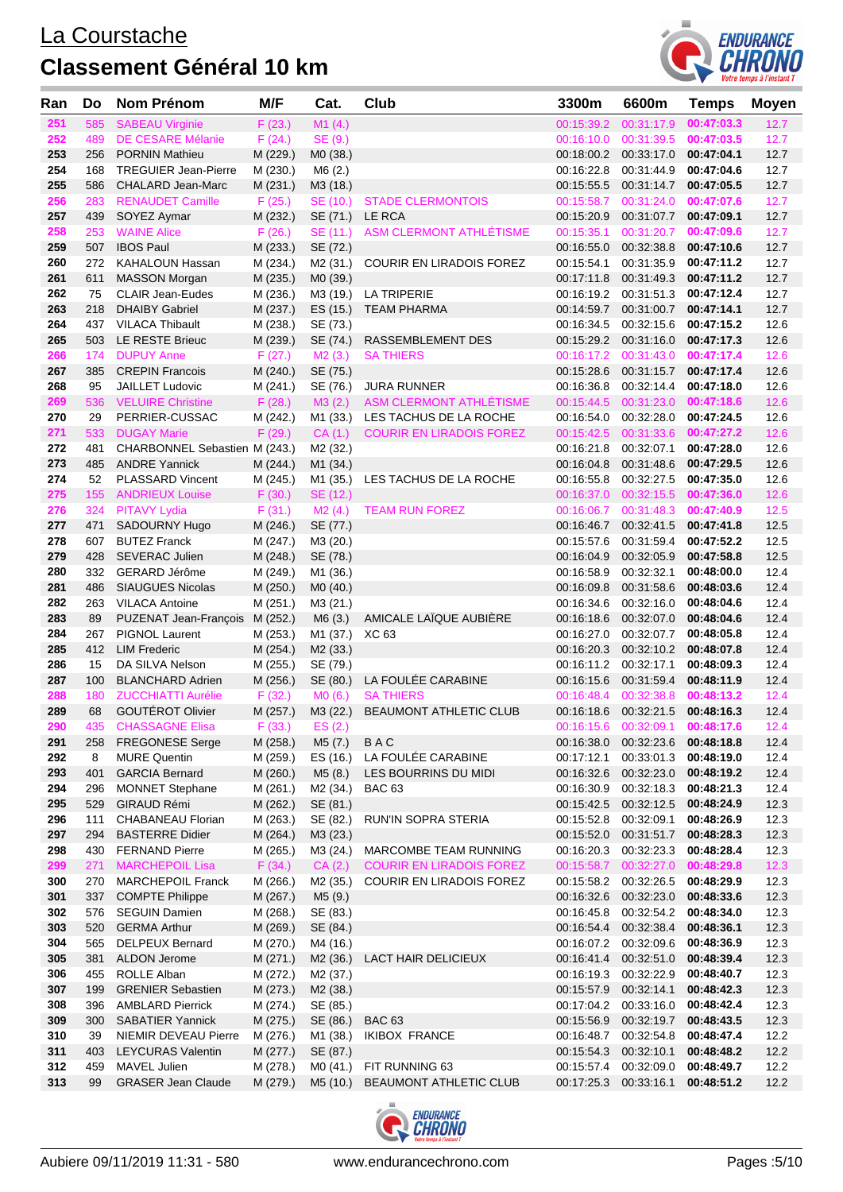# La Courstache

## Classement Général 10 km

| Ran | Do | Nom Prénom | M/F | Cat. | Club | 3300m | 6600m | Temps | Moyen |
|---|---|---|---|---|---|---|---|---|---|
| 251 | 585 | SABEAU Virginie | F (23.) | M1 (4.) | | 00:15:39.2 | 00:31:17.9 | **00:47:03.3** | 12.7 |
| 252 | 489 | DE CESARE Mélanie | F (24.) | SE (9.) | | 00:16:10.0 | 00:31:39.5 | **00:47:03.5** | 12.7 |
| 253 | 256 | PORNIN Mathieu | M (229.) | M0 (38.) | | 00:18:00.2 | 00:33:17.0 | **00:47:04.1** | 12.7 |
| 254 | 168 | TREGUIER Jean-Pierre | M (230.) | M6 (2.) | | 00:16:22.8 | 00:31:44.9 | **00:47:04.6** | 12.7 |
| 255 | 586 | CHALARD Jean-Marc | M (231.) | M3 (18.) | | 00:15:55.5 | 00:31:14.7 | **00:47:05.5** | 12.7 |
| 256 | 283 | RENAUDET Camille | F (25.) | SE (10.) | STADE CLERMONTOIS | 00:15:58.7 | 00:31:24.0 | **00:47:07.6** | 12.7 |
| 257 | 439 | SOYEZ Aymar | M (232.) | SE (71.) | LE RCA | 00:15:20.9 | 00:31:07.7 | **00:47:09.1** | 12.7 |
| 258 | 253 | WAINE Alice | F (26.) | SE (11.) | ASM CLERMONT ATHLÉTISME | 00:15:35.1 | 00:31:20.7 | **00:47:09.6** | 12.7 |
| 259 | 507 | IBOS Paul | M (233.) | SE (72.) | | 00:16:55.0 | 00:32:38.8 | **00:47:10.6** | 12.7 |
| 260 | 272 | KAHALOUN Hassan | M (234.) | M2 (31.) | COURIR EN LIRADOIS FOREZ | 00:15:54.1 | 00:31:35.9 | **00:47:11.2** | 12.7 |
| 261 | 611 | MASSON Morgan | M (235.) | M0 (39.) | | 00:17:11.8 | 00:31:49.3 | **00:47:11.2** | 12.7 |
| 262 | 75 | CLAIR Jean-Eudes | M (236.) | M3 (19.) | LA TRIPERIE | 00:16:19.2 | 00:31:51.3 | **00:47:12.4** | 12.7 |
| 263 | 218 | DHAIBY Gabriel | M (237.) | ES (15.) | TEAM PHARMA | 00:14:59.7 | 00:31:00.7 | **00:47:14.1** | 12.7 |
| 264 | 437 | VILACA Thibault | M (238.) | SE (73.) | | 00:16:34.5 | 00:32:15.6 | **00:47:15.2** | 12.6 |
| 265 | 503 | LE RESTE Brieuc | M (239.) | SE (74.) | RASSEMBLEMENT DES | 00:15:29.2 | 00:31:16.0 | **00:47:17.3** | 12.6 |
| 266 | 174 | DUPUY Anne | F (27.) | M2 (3.) | SA THIERS | 00:16:17.2 | 00:31:43.0 | **00:47:17.4** | 12.6 |
| 267 | 385 | CREPIN Francois | M (240.) | SE (75.) | | 00:15:28.6 | 00:31:15.7 | **00:47:17.4** | 12.6 |
| 268 | 95 | JAILLET Ludovic | M (241.) | SE (76.) | JURA RUNNER | 00:16:36.8 | 00:32:14.4 | **00:47:18.0** | 12.6 |
| 269 | 536 | VELUIRE Christine | F (28.) | M3 (2.) | ASM CLERMONT ATHLÉTISME | 00:15:44.5 | 00:31:23.0 | **00:47:18.6** | 12.6 |
| 270 | 29 | PERRIER-CUSSAC | M (242.) | M1 (33.) | LES TACHUS DE LA ROCHE | 00:16:54.0 | 00:32:28.0 | **00:47:24.5** | 12.6 |
| 271 | 533 | DUGAY Marie | F (29.) | CA (1.) | COURIR EN LIRADOIS FOREZ | 00:15:42.5 | 00:31:33.6 | **00:47:27.2** | 12.6 |
| 272 | 481 | CHARBONNEL Sebastien | M (243.) | M2 (32.) | | 00:16:21.8 | 00:32:07.1 | **00:47:28.0** | 12.6 |
| 273 | 485 | ANDRE Yannick | M (244.) | M1 (34.) | | 00:16:04.8 | 00:31:48.6 | **00:47:29.5** | 12.6 |
| 274 | 52 | PLASSARD Vincent | M (245.) | M1 (35.) | LES TACHUS DE LA ROCHE | 00:16:55.8 | 00:32:27.5 | **00:47:35.0** | 12.6 |
| 275 | 155 | ANDRIEUX Louise | F (30.) | SE (12.) | | 00:16:37.0 | 00:32:15.5 | **00:47:36.0** | 12.6 |
| 276 | 324 | PITAVY Lydia | F (31.) | M2 (4.) | TEAM RUN FOREZ | 00:16:06.7 | 00:31:48.3 | **00:47:40.9** | 12.5 |
| 277 | 471 | SADOURNY Hugo | M (246.) | SE (77.) | | 00:16:46.7 | 00:32:41.5 | **00:47:41.8** | 12.5 |
| 278 | 607 | BUTEZ Franck | M (247.) | M3 (20.) | | 00:15:57.6 | 00:31:59.4 | **00:47:52.2** | 12.5 |
| 279 | 428 | SEVERAC Julien | M (248.) | SE (78.) | | 00:16:04.9 | 00:32:05.9 | **00:47:58.8** | 12.5 |
| 280 | 332 | GERARD Jérôme | M (249.) | M1 (36.) | | 00:16:58.9 | 00:32:32.1 | **00:48:00.0** | 12.4 |
| 281 | 486 | SIAUGUES Nicolas | M (250.) | M0 (40.) | | 00:16:09.8 | 00:31:58.6 | **00:48:03.6** | 12.4 |
| 282 | 263 | VILACA Antoine | M (251.) | M3 (21.) | | 00:16:34.6 | 00:32:16.0 | **00:48:04.6** | 12.4 |
| 283 | 89 | PUZENAT Jean-François | M (252.) | M6 (3.) | AMICALE LAÏQUE AUBIÈRE | 00:16:18.6 | 00:32:07.0 | **00:48:04.6** | 12.4 |
| 284 | 267 | PIGNOL Laurent | M (253.) | M1 (37.) | XC 63 | 00:16:27.0 | 00:32:07.7 | **00:48:05.8** | 12.4 |
| 285 | 412 | LIM Frederic | M (254.) | M2 (33.) | | 00:16:20.3 | 00:32:10.2 | **00:48:07.8** | 12.4 |
| 286 | 15 | DA SILVA Nelson | M (255.) | SE (79.) | | 00:16:11.2 | 00:32:17.1 | **00:48:09.3** | 12.4 |
| 287 | 100 | BLANCHARD Adrien | M (256.) | SE (80.) | LA FOULÉE CARABINE | 00:16:15.6 | 00:31:59.4 | **00:48:11.9** | 12.4 |
| 288 | 180 | ZUCCHIATTI Aurélie | F (32.) | M0 (6.) | SA THIERS | 00:16:48.4 | 00:32:38.8 | **00:48:13.2** | 12.4 |
| 289 | 68 | GOUTÉROT Olivier | M (257.) | M3 (22.) | BEAUMONT ATHLETIC CLUB | 00:16:18.6 | 00:32:21.5 | **00:48:16.3** | 12.4 |
| 290 | 435 | CHASSAGNE Elisa | F (33.) | ES (2.) | | 00:16:15.6 | 00:32:09.1 | **00:48:17.6** | 12.4 |
| 291 | 258 | FREGONESE Serge | M (258.) | M5 (7.) | B A C | 00:16:38.0 | 00:32:23.6 | **00:48:18.8** | 12.4 |
| 292 | 8 | MURE Quentin | M (259.) | ES (16.) | LA FOULÉE CARABINE | 00:17:12.1 | 00:33:01.3 | **00:48:19.0** | 12.4 |
| 293 | 401 | GARCIA Bernard | M (260.) | M5 (8.) | LES BOURRINS DU MIDI | 00:16:32.6 | 00:32:23.0 | **00:48:19.2** | 12.4 |
| 294 | 296 | MONNET Stephane | M (261.) | M2 (34.) | BAC 63 | 00:16:30.9 | 00:32:18.3 | **00:48:21.3** | 12.4 |
| 295 | 529 | GIRAUD Rémi | M (262.) | SE (81.) | | 00:15:42.5 | 00:32:12.5 | **00:48:24.9** | 12.3 |
| 296 | 111 | CHABANEAU Florian | M (263.) | SE (82.) | RUN'IN SOPRA STERIA | 00:15:52.8 | 00:32:09.1 | **00:48:26.9** | 12.3 |
| 297 | 294 | BASTERRE Didier | M (264.) | M3 (23.) | | 00:15:52.0 | 00:31:51.7 | **00:48:28.3** | 12.3 |
| 298 | 430 | FERNAND Pierre | M (265.) | M3 (24.) | MARCOMBE TEAM RUNNING | 00:16:20.3 | 00:32:23.3 | **00:48:28.4** | 12.3 |
| 299 | 271 | MARCHEPOIL Lisa | F (34.) | CA (2.) | COURIR EN LIRADOIS FOREZ | 00:15:58.7 | 00:32:27.0 | **00:48:29.8** | 12.3 |
| 300 | 270 | MARCHEPOIL Franck | M (266.) | M2 (35.) | COURIR EN LIRADOIS FOREZ | 00:15:58.2 | 00:32:26.5 | **00:48:29.9** | 12.3 |
| 301 | 337 | COMPTE Philippe | M (267.) | M5 (9.) | | 00:16:32.6 | 00:32:23.0 | **00:48:33.6** | 12.3 |
| 302 | 576 | SEGUIN Damien | M (268.) | SE (83.) | | 00:16:45.8 | 00:32:54.2 | **00:48:34.0** | 12.3 |
| 303 | 520 | GERMA Arthur | M (269.) | SE (84.) | | 00:16:54.4 | 00:32:38.4 | **00:48:36.1** | 12.3 |
| 304 | 565 | DELPEUX Bernard | M (270.) | M4 (16.) | | 00:16:07.2 | 00:32:09.6 | **00:48:36.9** | 12.3 |
| 305 | 381 | ALDON Jerome | M (271.) | M2 (36.) | LACT HAIR DELICIEUX | 00:16:41.4 | 00:32:51.0 | **00:48:39.4** | 12.3 |
| 306 | 455 | ROLLE Alban | M (272.) | M2 (37.) | | 00:16:19.3 | 00:32:22.9 | **00:48:40.7** | 12.3 |
| 307 | 199 | GRENIER Sebastien | M (273.) | M2 (38.) | | 00:15:57.9 | 00:32:14.1 | **00:48:42.3** | 12.3 |
| 308 | 396 | AMBLARD Pierrick | M (274.) | SE (85.) | | 00:17:04.2 | 00:33:16.0 | **00:48:42.4** | 12.3 |
| 309 | 300 | SABATIER Yannick | M (275.) | SE (86.) | BAC 63 | 00:15:56.9 | 00:32:19.7 | **00:48:43.5** | 12.3 |
| 310 | 39 | NIEMIR DEVEAU Pierre | M (276.) | M1 (38.) | IKIBOX FRANCE | 00:16:48.7 | 00:32:54.8 | **00:48:47.4** | 12.2 |
| 311 | 403 | LEYCURAS Valentin | M (277.) | SE (87.) | | 00:15:54.3 | 00:32:10.1 | **00:48:48.2** | 12.2 |
| 312 | 459 | MAVEL Julien | M (278.) | M0 (41.) | FIT RUNNING 63 | 00:15:57.4 | 00:32:09.0 | **00:48:49.7** | 12.2 |
| 313 | 99 | GRASER Jean Claude | M (279.) | M5 (10.) | BEAUMONT ATHLETIC CLUB | 00:17:25.3 | 00:33:16.1 | **00:48:51.2** | 12.2 |

Aubiere 09/11/2019 11:31 - 580 www.endurancechrono.com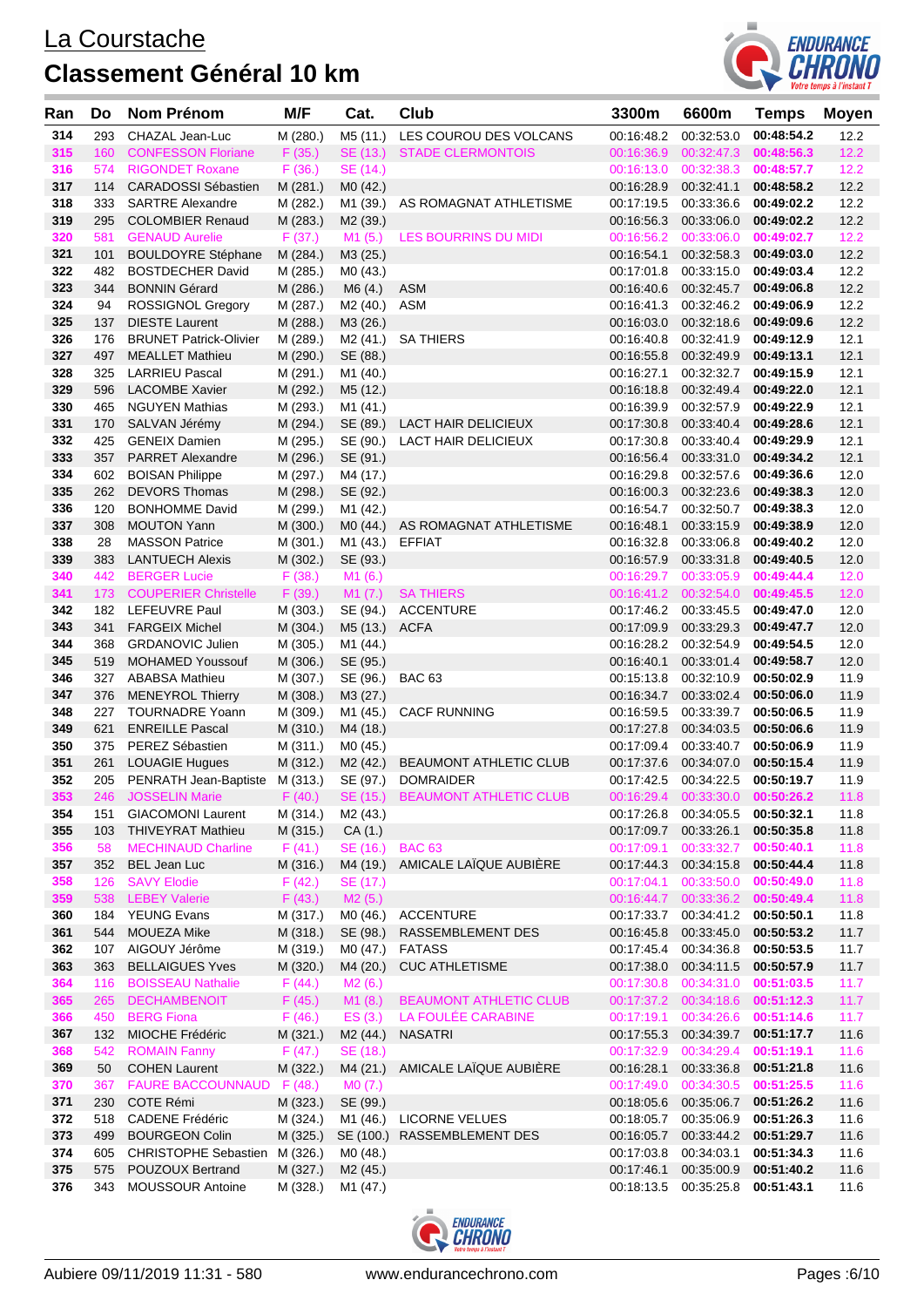# La Courstache

## Classement Général 10 km

| Ran | Do | Nom Prénom | M/F | Cat. | Club | 3300m | 6600m | Temps | Moyen |
|---|---|---|---|---|---|---|---|---|---|
| 314 | 293 | CHAZAL Jean-Luc | M (280.) | M5 (11.) | LES COUROU DES VOLCANS | 00:16:48.2 | 00:32:53.0 | **00:48:54.2** | 12.2 |
| 315 | 160 | CONFESSON Floriane | F (35.) | SE (13.) | STADE CLERMONTOIS | 00:16:36.9 | 00:32:47.3 | **00:48:56.3** | 12.2 |
| 316 | 574 | RIGONDET Roxane | F (36.) | SE (14.) | | 00:16:13.0 | 00:32:38.3 | **00:48:57.7** | 12.2 |
| 317 | 114 | CARADOSSI Sébastien | M (281.) | M0 (42.) | | 00:16:28.9 | 00:32:41.1 | **00:48:58.2** | 12.2 |
| 318 | 333 | SARTRE Alexandre | M (282.) | M1 (39.) | AS ROMAGNAT ATHLETISME | 00:17:19.5 | 00:33:36.6 | **00:49:02.2** | 12.2 |
| 319 | 295 | COLOMBIER Renaud | M (283.) | M2 (39.) | | 00:16:56.3 | 00:33:06.0 | **00:49:02.2** | 12.2 |
| 320 | 581 | GENAUD Aurelie | F (37.) | M1 (5.) | LES BOURRINS DU MIDI | 00:16:56.2 | 00:33:06.0 | **00:49:02.7** | 12.2 |
| 321 | 101 | BOULDOYRE Stéphane | M (284.) | M3 (25.) | | 00:16:54.1 | 00:32:58.3 | **00:49:03.0** | 12.2 |
| 322 | 482 | BOSTDECHER David | M (285.) | M0 (43.) | | 00:17:01.8 | 00:33:15.0 | **00:49:03.4** | 12.2 |
| 323 | 344 | BONNIN Gérard | M (286.) | M6 (4.) | ASM | 00:16:40.6 | 00:32:45.7 | **00:49:06.8** | 12.2 |
| 324 | 94 | ROSSIGNOL Gregory | M (287.) | M2 (40.) | ASM | 00:16:41.3 | 00:32:46.2 | **00:49:06.9** | 12.2 |
| 325 | 137 | DIESTE Laurent | M (288.) | M3 (26.) | | 00:16:03.0 | 00:32:18.6 | **00:49:09.6** | 12.2 |
| 326 | 176 | BRUNET Patrick-Olivier | M (289.) | M2 (41.) | SA THIERS | 00:16:40.8 | 00:32:41.9 | **00:49:12.9** | 12.1 |
| 327 | 497 | MEALLET Mathieu | M (290.) | SE (88.) | | 00:16:55.8 | 00:32:49.9 | **00:49:13.1** | 12.1 |
| 328 | 325 | LARRIEU Pascal | M (291.) | M1 (40.) | | 00:16:27.1 | 00:32:32.7 | **00:49:15.9** | 12.1 |
| 329 | 596 | LACOMBE Xavier | M (292.) | M5 (12.) | | 00:16:18.8 | 00:32:49.4 | **00:49:22.0** | 12.1 |
| 330 | 465 | NGUYEN Mathias | M (293.) | M1 (41.) | | 00:16:39.9 | 00:32:57.9 | **00:49:22.9** | 12.1 |
| 331 | 170 | SALVAN Jérémy | M (294.) | SE (89.) | LACT HAIR DELICIEUX | 00:17:30.8 | 00:33:40.4 | **00:49:28.6** | 12.1 |
| 332 | 425 | GENEIX Damien | M (295.) | SE (90.) | LACT HAIR DELICIEUX | 00:17:30.8 | 00:33:40.4 | **00:49:29.9** | 12.1 |
| 333 | 357 | PARRET Alexandre | M (296.) | SE (91.) | | 00:16:56.4 | 00:33:31.0 | **00:49:34.2** | 12.1 |
| 334 | 602 | BOISAN Philippe | M (297.) | M4 (17.) | | 00:16:29.8 | 00:32:57.6 | **00:49:36.6** | 12.0 |
| 335 | 262 | DEVORS Thomas | M (298.) | SE (92.) | | 00:16:00.3 | 00:32:23.6 | **00:49:38.3** | 12.0 |
| 336 | 120 | BONHOMME David | M (299.) | M1 (42.) | | 00:16:54.7 | 00:32:50.7 | **00:49:38.3** | 12.0 |
| 337 | 308 | MOUTON Yann | M (300.) | M0 (44.) | AS ROMAGNAT ATHLETISME | 00:16:48.1 | 00:33:15.9 | **00:49:38.9** | 12.0 |
| 338 | 28 | MASSON Patrice | M (301.) | M1 (43.) | EFFIAT | 00:16:32.8 | 00:33:06.8 | **00:49:40.2** | 12.0 |
| 339 | 383 | LANTUECH Alexis | M (302.) | SE (93.) | | 00:16:57.9 | 00:33:31.8 | **00:49:40.5** | 12.0 |
| 340 | 442 | BERGER Lucie | F (38.) | M1 (6.) | | 00:16:29.7 | 00:33:05.9 | **00:49:44.4** | 12.0 |
| 341 | 173 | COUPERIER Christelle | F (39.) | M1 (7.) | SA THIERS | 00:16:41.2 | 00:32:54.0 | **00:49:45.5** | 12.0 |
| 342 | 182 | LEFEUVRE Paul | M (303.) | SE (94.) | ACCENTURE | 00:17:46.2 | 00:33:45.5 | **00:49:47.0** | 12.0 |
| 343 | 341 | FARGEIX Michel | M (304.) | M5 (13.) | ACFA | 00:17:09.9 | 00:33:29.3 | **00:49:47.7** | 12.0 |
| 344 | 368 | GRDANOVIC Julien | M (305.) | M1 (44.) | | 00:16:28.2 | 00:32:54.9 | **00:49:54.5** | 12.0 |
| 345 | 519 | MOHAMED Youssouf | M (306.) | SE (95.) | | 00:16:40.1 | 00:33:01.4 | **00:49:58.7** | 12.0 |
| 346 | 327 | ABABSA Mathieu | M (307.) | SE (96.) | BAC 63 | 00:15:13.8 | 00:32:10.9 | **00:50:02.9** | 11.9 |
| 347 | 376 | MENEYROL Thierry | M (308.) | M3 (27.) | | 00:16:34.7 | 00:33:02.4 | **00:50:06.0** | 11.9 |
| 348 | 227 | TOURNADRE Yoann | M (309.) | M1 (45.) | CACF RUNNING | 00:16:59.5 | 00:33:39.7 | **00:50:06.5** | 11.9 |
| 349 | 621 | ENREILLE Pascal | M (310.) | M4 (18.) | | 00:17:27.8 | 00:34:03.5 | **00:50:06.6** | 11.9 |
| 350 | 375 | PEREZ Sébastien | M (311.) | M0 (45.) | | 00:17:09.4 | 00:33:40.7 | **00:50:06.9** | 11.9 |
| 351 | 261 | LOUAGIE Hugues | M (312.) | M2 (42.) | BEAUMONT ATHLETIC CLUB | 00:17:37.6 | 00:34:07.0 | **00:50:15.4** | 11.9 |
| 352 | 205 | PENRATH Jean-Baptiste | M (313.) | SE (97.) | DOMRAIDER | 00:17:42.5 | 00:34:22.5 | **00:50:19.7** | 11.9 |
| 353 | 246 | JOSSELIN Marie | F (40.) | SE (15.) | BEAUMONT ATHLETIC CLUB | 00:16:29.4 | 00:33:30.0 | **00:50:26.2** | 11.8 |
| 354 | 151 | GIACOMONI Laurent | M (314.) | M2 (43.) | | 00:17:26.8 | 00:34:05.5 | **00:50:32.1** | 11.8 |
| 355 | 103 | THIVEYRAT Mathieu | M (315.) | CA (1.) | | 00:17:09.7 | 00:33:26.1 | **00:50:35.8** | 11.8 |
| 356 | 58 | MECHINAUD Charline | F (41.) | SE (16.) | BAC 63 | 00:17:09.1 | 00:33:32.7 | **00:50:40.1** | 11.8 |
| 357 | 352 | BEL Jean Luc | M (316.) | M4 (19.) | AMICALE LAÏQUE AUBIÈRE | 00:17:44.3 | 00:34:15.8 | **00:50:44.4** | 11.8 |
| 358 | 126 | SAVY Elodie | F (42.) | SE (17.) | | 00:17:04.1 | 00:33:50.0 | **00:50:49.0** | 11.8 |
| 359 | 538 | LEBEY Valerie | F (43.) | M2 (5.) | | 00:16:44.7 | 00:33:36.2 | **00:50:49.4** | 11.8 |
| 360 | 184 | YEUNG Evans | M (317.) | M0 (46.) | ACCENTURE | 00:17:33.7 | 00:34:41.2 | **00:50:50.1** | 11.8 |
| 361 | 544 | MOUEZA Mike | M (318.) | SE (98.) | RASSEMBLEMENT DES | 00:16:45.8 | 00:33:45.0 | **00:50:53.2** | 11.7 |
| 362 | 107 | AIGOUY Jérôme | M (319.) | M0 (47.) | FATASS | 00:17:45.4 | 00:34:36.8 | **00:50:53.5** | 11.7 |
| 363 | 363 | BELLAIGUES Yves | M (320.) | M4 (20.) | CUC ATHLETISME | 00:17:38.0 | 00:34:11.5 | **00:50:57.9** | 11.7 |
| 364 | 116 | BOISSEAU Nathalie | F (44.) | M2 (6.) | | 00:17:30.8 | 00:34:31.0 | **00:51:03.5** | 11.7 |
| 365 | 265 | DECHAMBENOIT | F (45.) | M1 (8.) | BEAUMONT ATHLETIC CLUB | 00:17:37.2 | 00:34:18.6 | **00:51:12.3** | 11.7 |
| 366 | 450 | BERG Fiona | F (46.) | ES (3.) | LA FOULÉE CARABINE | 00:17:19.1 | 00:34:26.6 | **00:51:14.6** | 11.7 |
| 367 | 132 | MIOCHE Frédéric | M (321.) | M2 (44.) | NASATRI | 00:17:55.3 | 00:34:39.7 | **00:51:17.7** | 11.6 |
| 368 | 542 | ROMAIN Fanny | F (47.) | SE (18.) | | 00:17:32.9 | 00:34:29.4 | **00:51:19.1** | 11.6 |
| 369 | 50 | COHEN Laurent | M (322.) | M4 (21.) | AMICALE LAÏQUE AUBIÈRE | 00:16:28.1 | 00:33:36.8 | **00:51:21.8** | 11.6 |
| 370 | 367 | FAURE BACCOUNNAUD | F (48.) | M0 (7.) | | 00:17:49.0 | 00:34:30.5 | **00:51:25.5** | 11.6 |
| 371 | 230 | COTE Rémi | M (323.) | SE (99.) | | 00:18:05.6 | 00:35:06.7 | **00:51:26.2** | 11.6 |
| 372 | 518 | CADENE Frédéric | M (324.) | M1 (46.) | LICORNE VELUES | 00:18:05.7 | 00:35:06.9 | **00:51:26.3** | 11.6 |
| 373 | 499 | BOURGEON Colin | M (325.) | SE (100.) | RASSEMBLEMENT DES | 00:16:05.7 | 00:33:44.2 | **00:51:29.7** | 11.6 |
| 374 | 605 | CHRISTOPHE Sebastien | M (326.) | M0 (48.) | | 00:17:03.8 | 00:34:03.1 | **00:51:34.3** | 11.6 |
| 375 | 575 | POUZOUX Bertrand | M (327.) | M2 (45.) | | 00:17:46.1 | 00:35:00.9 | **00:51:40.2** | 11.6 |
| 376 | 343 | MOUSSOUR Antoine | M (328.) | M1 (47.) | | 00:18:13.5 | 00:35:25.8 | **00:51:43.1** | 11.6 |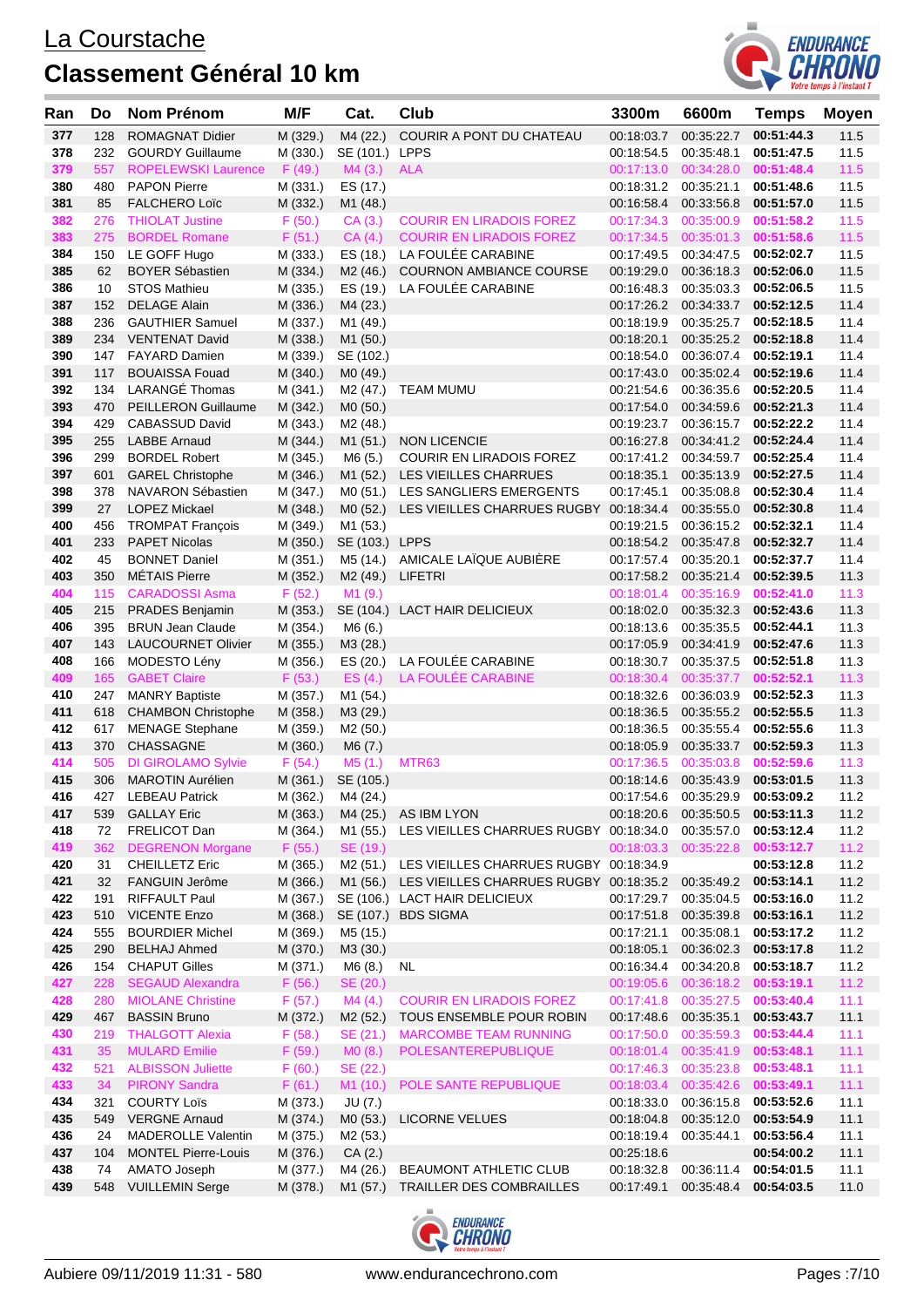# La Courstache

## Classement Général 10 km

| Ran | Do | Nom Prénom | M/F | Cat. | Club | 3300m | 6600m | Temps | Moyen |
|---|---|---|---|---|---|---|---|---|---|
| 377 | 128 | ROMAGNAT Didier | M (329.) | M4 (22.) | COURIR A PONT DU CHATEAU | 00:18:03.7 | 00:35:22.7 | 00:51:44.3 | 11.5 |
| 378 | 232 | GOURDY Guillaume | M (330.) | SE (101.) | LPPS | 00:18:54.5 | 00:35:48.1 | 00:51:47.5 | 11.5 |
| 379 | 557 | ROPELEWSKI Laurence | F (49.) | M4 (3.) | ALA | 00:17:13.0 | 00:34:28.0 | 00:51:48.4 | 11.5 |
| 380 | 480 | PAPON Pierre | M (331.) | ES (17.) | | 00:18:31.2 | 00:35:21.1 | 00:51:48.6 | 11.5 |
| 381 | 85 | FALCHERO Loïc | M (332.) | M1 (48.) | | 00:16:58.4 | 00:33:56.8 | 00:51:57.0 | 11.5 |
| 382 | 276 | THIOLAT Justine | F (50.) | CA (3.) | COURIR EN LIRADOIS FOREZ | 00:17:34.3 | 00:35:00.9 | 00:51:58.2 | 11.5 |
| 383 | 275 | BORDEL Romane | F (51.) | CA (4.) | COURIR EN LIRADOIS FOREZ | 00:17:34.5 | 00:35:01.3 | 00:51:58.6 | 11.5 |
| 384 | 150 | LE GOFF Hugo | M (333.) | ES (18.) | LA FOULÉE CARABINE | 00:17:49.5 | 00:34:47.5 | 00:52:02.7 | 11.5 |
| 385 | 62 | BOYER Sébastien | M (334.) | M2 (46.) | COURNON AMBIANCE COURSE | 00:19:29.0 | 00:36:18.3 | 00:52:06.0 | 11.5 |
| 386 | 10 | STOS Mathieu | M (335.) | ES (19.) | LA FOULÉE CARABINE | 00:16:48.3 | 00:35:03.3 | 00:52:06.5 | 11.5 |
| 387 | 152 | DELAGE Alain | M (336.) | M4 (23.) | | 00:17:26.2 | 00:34:33.7 | 00:52:12.5 | 11.4 |
| 388 | 236 | GAUTHIER Samuel | M (337.) | M1 (49.) | | 00:18:19.9 | 00:35:25.7 | 00:52:18.5 | 11.4 |
| 389 | 234 | VENTENAT David | M (338.) | M1 (50.) | | 00:18:20.1 | 00:35:25.2 | 00:52:18.8 | 11.4 |
| 390 | 147 | FAYARD Damien | M (339.) | SE (102.) | | 00:18:54.0 | 00:36:07.4 | 00:52:19.1 | 11.4 |
| 391 | 117 | BOUAISSA Fouad | M (340.) | M0 (49.) | | 00:17:43.0 | 00:35:02.4 | 00:52:19.6 | 11.4 |
| 392 | 134 | LARANGÉ Thomas | M (341.) | M2 (47.) | TEAM MUMU | 00:21:54.6 | 00:36:35.6 | 00:52:20.5 | 11.4 |
| 393 | 470 | PEILLERON Guillaume | M (342.) | M0 (50.) | | 00:17:54.0 | 00:34:59.6 | 00:52:21.3 | 11.4 |
| 394 | 429 | CABASSUD David | M (343.) | M2 (48.) | | 00:19:23.7 | 00:36:15.7 | 00:52:22.2 | 11.4 |
| 395 | 255 | LABBE Arnaud | M (344.) | M1 (51.) | NON LICENCIE | 00:16:27.8 | 00:34:41.2 | 00:52:24.4 | 11.4 |
| 396 | 299 | BORDEL Robert | M (345.) | M6 (5.) | COURIR EN LIRADOIS FOREZ | 00:17:41.2 | 00:34:59.7 | 00:52:25.4 | 11.4 |
| 397 | 601 | GAREL Christophe | M (346.) | M1 (52.) | LES VIEILLES CHARRUES | 00:18:35.1 | 00:35:13.9 | 00:52:27.5 | 11.4 |
| 398 | 378 | NAVARON Sébastien | M (347.) | M0 (51.) | LES SANGLIERS EMERGENTS | 00:17:45.1 | 00:35:08.8 | 00:52:30.4 | 11.4 |
| 399 | 27 | LOPEZ Mickael | M (348.) | M0 (52.) | LES VIEILLES CHARRUES RUGBY | 00:18:34.4 | 00:35:55.0 | 00:52:30.8 | 11.4 |
| 400 | 456 | TROMPAT François | M (349.) | M1 (53.) | | 00:19:21.5 | 00:36:15.2 | 00:52:32.1 | 11.4 |
| 401 | 233 | PAPET Nicolas | M (350.) | SE (103.) | LPPS | 00:18:54.2 | 00:35:47.8 | 00:52:32.7 | 11.4 |
| 402 | 45 | BONNET Daniel | M (351.) | M5 (14.) | AMICALE LAÏQUE AUBIÈRE | 00:17:57.4 | 00:35:20.1 | 00:52:37.7 | 11.4 |
| 403 | 350 | MÉTAIS Pierre | M (352.) | M2 (49.) | LIFETRI | 00:17:58.2 | 00:35:21.4 | 00:52:39.5 | 11.3 |
| 404 | 115 | CARADOSSI Asma | F (52.) | M1 (9.) | | 00:18:01.4 | 00:35:16.9 | 00:52:41.0 | 11.3 |
| 405 | 215 | PRADES Benjamin | M (353.) | SE (104.) | LACT HAIR DELICIEUX | 00:18:02.0 | 00:35:32.3 | 00:52:43.6 | 11.3 |
| 406 | 395 | BRUN Jean Claude | M (354.) | M6 (6.) | | 00:18:13.6 | 00:35:35.5 | 00:52:44.1 | 11.3 |
| 407 | 143 | LAUCOURNET Olivier | M (355.) | M3 (28.) | | 00:17:05.9 | 00:34:41.9 | 00:52:47.6 | 11.3 |
| 408 | 166 | MODESTO Lény | M (356.) | ES (20.) | LA FOULÉE CARABINE | 00:18:30.7 | 00:35:37.5 | 00:52:51.8 | 11.3 |
| 409 | 165 | GABET Claire | F (53.) | ES (4.) | LA FOULÉE CARABINE | 00:18:30.4 | 00:35:37.7 | 00:52:52.1 | 11.3 |
| 410 | 247 | MANRY Baptiste | M (357.) | M1 (54.) | | 00:18:32.6 | 00:36:03.9 | 00:52:52.3 | 11.3 |
| 411 | 618 | CHAMBON Christophe | M (358.) | M3 (29.) | | 00:18:36.5 | 00:35:55.2 | 00:52:55.5 | 11.3 |
| 412 | 617 | MENAGE Stephane | M (359.) | M2 (50.) | | 00:18:36.5 | 00:35:55.4 | 00:52:55.6 | 11.3 |
| 413 | 370 | CHASSAGNE | M (360.) | M6 (7.) | | 00:18:05.9 | 00:35:33.7 | 00:52:59.3 | 11.3 |
| 414 | 505 | DI GIROLAMO Sylvie | F (54.) | M5 (1.) | MTR63 | 00:17:36.5 | 00:35:03.8 | 00:52:59.6 | 11.3 |
| 415 | 306 | MAROTIN Aurélien | M (361.) | SE (105.) | | 00:18:14.6 | 00:35:43.9 | 00:53:01.5 | 11.3 |
| 416 | 427 | LEBEAU Patrick | M (362.) | M4 (24.) | | 00:17:54.6 | 00:35:29.9 | 00:53:09.2 | 11.2 |
| 417 | 539 | GALLAY Eric | M (363.) | M4 (25.) | AS IBM LYON | 00:18:20.6 | 00:35:50.5 | 00:53:11.3 | 11.2 |
| 418 | 72 | FRELICOT Dan | M (364.) | M1 (55.) | LES VIEILLES CHARRUES RUGBY | 00:18:34.0 | 00:35:57.0 | 00:53:12.4 | 11.2 |
| 419 | 362 | DEGRENON Morgane | F (55.) | SE (19.) | | 00:18:03.3 | 00:35:22.8 | 00:53:12.7 | 11.2 |
| 420 | 31 | CHEILLETZ Eric | M (365.) | M2 (51.) | LES VIEILLES CHARRUES RUGBY | 00:18:34.9 | | 00:53:12.8 | 11.2 |
| 421 | 32 | FANGUIN Jerôme | M (366.) | M1 (56.) | LES VIEILLES CHARRUES RUGBY | 00:18:35.2 | 00:35:49.2 | 00:53:14.1 | 11.2 |
| 422 | 191 | RIFFAULT Paul | M (367.) | SE (106.) | LACT HAIR DELICIEUX | 00:17:29.7 | 00:35:04.5 | 00:53:16.0 | 11.2 |
| 423 | 510 | VICENTE Enzo | M (368.) | SE (107.) | BDS SIGMA | 00:17:51.8 | 00:35:39.8 | 00:53:16.1 | 11.2 |
| 424 | 555 | BOURDIER Michel | M (369.) | M5 (15.) | | 00:17:21.1 | 00:35:08.1 | 00:53:17.2 | 11.2 |
| 425 | 290 | BELHAJ Ahmed | M (370.) | M3 (30.) | | 00:18:05.1 | 00:36:02.3 | 00:53:17.8 | 11.2 |
| 426 | 154 | CHAPUT Gilles | M (371.) | M6 (8.) | NL | 00:16:34.4 | 00:34:20.8 | 00:53:18.7 | 11.2 |
| 427 | 228 | SEGAUD Alexandra | F (56.) | SE (20.) | | 00:19:05.6 | 00:36:18.2 | 00:53:19.1 | 11.2 |
| 428 | 280 | MIOLANE Christine | F (57.) | M4 (4.) | COURIR EN LIRADOIS FOREZ | 00:17:41.8 | 00:35:27.5 | 00:53:40.4 | 11.1 |
| 429 | 467 | BASSIN Bruno | M (372.) | M2 (52.) | TOUS ENSEMBLE POUR ROBIN | 00:17:48.6 | 00:35:35.1 | 00:53:43.7 | 11.1 |
| 430 | 219 | THALGOTT Alexia | F (58.) | SE (21.) | MARCOMBE TEAM RUNNING | 00:17:50.0 | 00:35:59.3 | 00:53:44.4 | 11.1 |
| 431 | 35 | MULARD Emilie | F (59.) | M0 (8.) | POLESANTEREPUBLIQUE | 00:18:01.4 | 00:35:41.9 | 00:53:48.1 | 11.1 |
| 432 | 521 | ALBISSON Juliette | F (60.) | SE (22.) | | 00:17:46.3 | 00:35:23.8 | 00:53:48.1 | 11.1 |
| 433 | 34 | PIRONY Sandra | F (61.) | M1 (10.) | POLE SANTE REPUBLIQUE | 00:18:03.4 | 00:35:42.6 | 00:53:49.1 | 11.1 |
| 434 | 321 | COURTY Loïs | M (373.) | JU (7.) | | 00:18:33.0 | 00:36:15.8 | 00:53:52.6 | 11.1 |
| 435 | 549 | VERGNE Arnaud | M (374.) | M0 (53.) | LICORNE VELUES | 00:18:04.8 | 00:35:12.0 | 00:53:54.9 | 11.1 |
| 436 | 24 | MADEROLLE Valentin | M (375.) | M2 (53.) | | 00:18:19.4 | 00:35:44.1 | 00:53:56.4 | 11.1 |
| 437 | 104 | MONTEL Pierre-Louis | M (376.) | CA (2.) | | 00:25:18.6 | | 00:54:00.2 | 11.1 |
| 438 | 74 | AMATO Joseph | M (377.) | M4 (26.) | BEAUMONT ATHLETIC CLUB | 00:18:32.8 | 00:36:11.4 | 00:54:01.5 | 11.1 |
| 439 | 548 | VUILLEMIN Serge | M (378.) | M1 (57.) | TRAILLER DES COMBRAILLES | 00:17:49.1 | 00:35:48.4 | 00:54:03.5 | 11.0 |

Aubiere 09/11/2019 11:31 - 580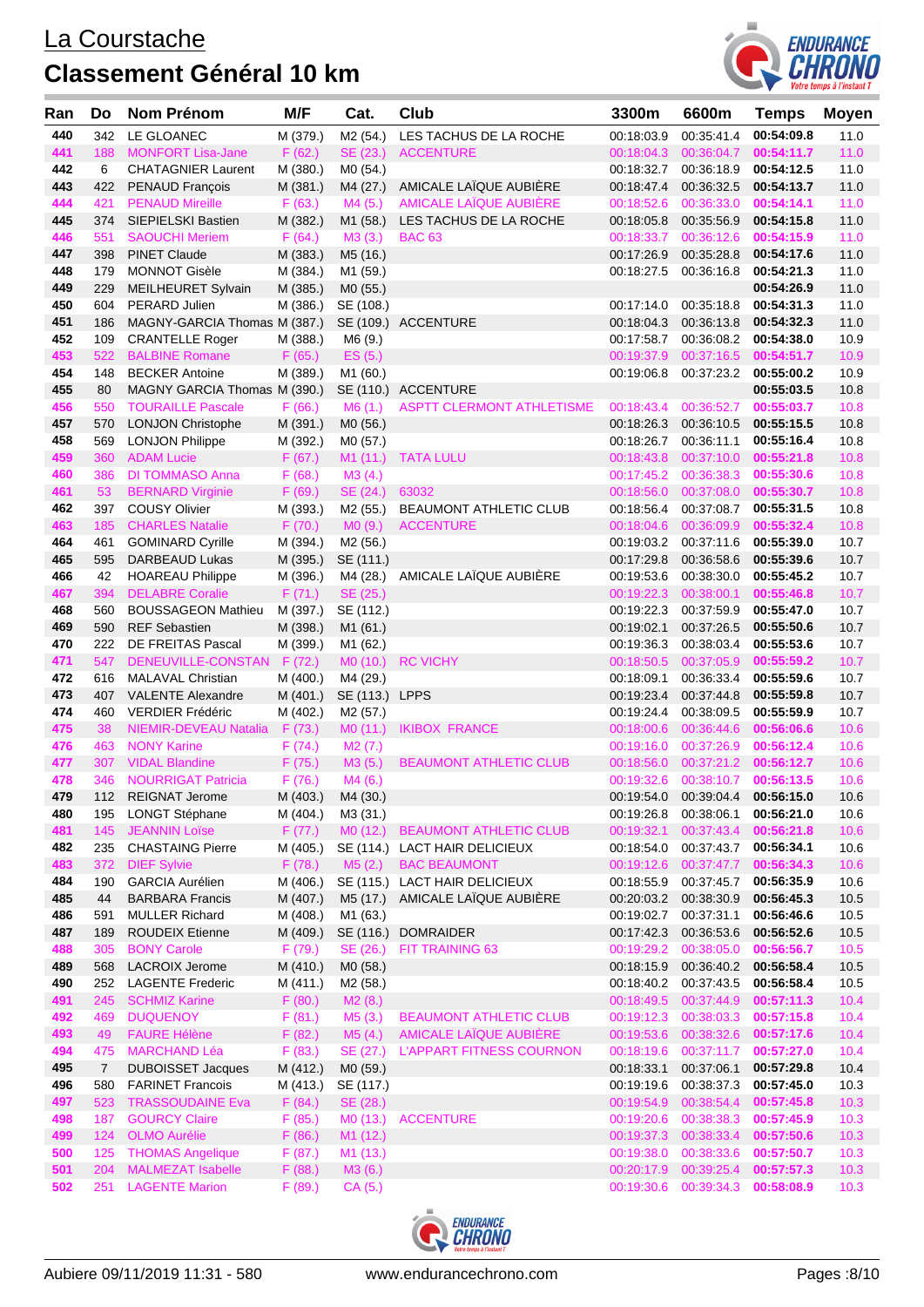# La Courstache

## Classement Général 10 km

| Ran | Do | Nom Prénom | M/F | Cat. | Club | 3300m | 6600m | Temps | Moyen |
|---|---|---|---|---|---|---|---|---|---|
| 440 | 342 | LE GLOANEC | M (379.) | M2 (54.) | LES TACHUS DE LA ROCHE | 00:18:03.9 | 00:35:41.4 | **00:54:09.8** | 11.0 |
| 441 | 188 | MONFORT Lisa-Jane | F (62.) | SE (23.) | ACCENTURE | 00:18:04.3 | 00:36:04.7 | **00:54:11.7** | 11.0 |
| 442 | 6 | CHATAGNIER Laurent | M (380.) | M0 (54.) | | 00:18:32.7 | 00:36:18.9 | **00:54:12.5** | 11.0 |
| 443 | 422 | PENAUD François | M (381.) | M4 (27.) | AMICALE LAÏQUE AUBIÈRE | 00:18:47.4 | 00:36:32.5 | **00:54:13.7** | 11.0 |
| 444 | 421 | PENAUD Mireille | F (63.) | M4 (5.) | AMICALE LAÏQUE AUBIÈRE | 00:18:52.6 | 00:36:33.0 | **00:54:14.1** | 11.0 |
| 445 | 374 | SIEPIELSKI Bastien | M (382.) | M1 (58.) | LES TACHUS DE LA ROCHE | 00:18:05.8 | 00:35:56.9 | **00:54:15.8** | 11.0 |
| 446 | 551 | SAOUCHI Meriem | F (64.) | M3 (3.) | BAC 63 | 00:18:33.7 | 00:36:12.6 | **00:54:15.9** | 11.0 |
| 447 | 398 | PINET Claude | M (383.) | M5 (16.) | | 00:17:26.9 | 00:35:28.8 | **00:54:17.6** | 11.0 |
| 448 | 179 | MONNOT Gisèle | M (384.) | M1 (59.) | | 00:18:27.5 | 00:36:16.8 | **00:54:21.3** | 11.0 |
| 449 | 229 | MEILHEURET Sylvain | M (385.) | M0 (55.) | | | | **00:54:26.9** | 11.0 |
| 450 | 604 | PERARD Julien | M (386.) | SE (108.) | | 00:17:14.0 | 00:35:18.8 | **00:54:31.3** | 11.0 |
| 451 | 186 | MAGNY-GARCIA Thomas | M (387.) | SE (109.) | ACCENTURE | 00:18:04.3 | 00:36:13.8 | **00:54:32.3** | 11.0 |
| 452 | 109 | CRANTELLE Roger | M (388.) | M6 (9.) | | 00:17:58.7 | 00:36:08.2 | **00:54:38.0** | 10.9 |
| 453 | 522 | BALBINE Romane | F (65.) | ES (5.) | | 00:19:37.9 | 00:37:16.5 | **00:54:51.7** | 10.9 |
| 454 | 148 | BECKER Antoine | M (389.) | M1 (60.) | | 00:19:06.8 | 00:37:23.2 | **00:55:00.2** | 10.9 |
| 455 | 80 | MAGNY GARCIA Thomas | M (390.) | SE (110.) | ACCENTURE | | | **00:55:03.5** | 10.8 |
| 456 | 550 | TOURAILLE Pascale | F (66.) | M6 (1.) | ASPTT CLERMONT ATHLETISME | 00:18:43.4 | 00:36:52.7 | **00:55:03.7** | 10.8 |
| 457 | 570 | LONJON Christophe | M (391.) | M0 (56.) | | 00:18:26.3 | 00:36:10.5 | **00:55:15.5** | 10.8 |
| 458 | 569 | LONJON Philippe | M (392.) | M0 (57.) | | 00:18:26.7 | 00:36:11.1 | **00:55:16.4** | 10.8 |
| 459 | 360 | ADAM Lucie | F (67.) | M1 (11.) | TATA LULU | 00:18:43.8 | 00:37:10.0 | **00:55:21.8** | 10.8 |
| 460 | 386 | DI TOMMASO Anna | F (68.) | M3 (4.) | | 00:17:45.2 | 00:36:38.3 | **00:55:30.6** | 10.8 |
| 461 | 53 | BERNARD Virginie | F (69.) | SE (24.) | 63032 | 00:18:56.0 | 00:37:08.0 | **00:55:30.7** | 10.8 |
| 462 | 397 | COUSY Olivier | M (393.) | M2 (55.) | BEAUMONT ATHLETIC CLUB | 00:18:56.4 | 00:37:08.7 | **00:55:31.5** | 10.8 |
| 463 | 185 | CHARLES Natalie | F (70.) | M0 (9.) | ACCENTURE | 00:18:04.6 | 00:36:09.9 | **00:55:32.4** | 10.8 |
| 464 | 461 | GOMINARD Cyrille | M (394.) | M2 (56.) | | 00:19:03.2 | 00:37:11.6 | **00:55:39.0** | 10.7 |
| 465 | 595 | DARBEAUD Lukas | M (395.) | SE (111.) | | 00:17:29.8 | 00:36:58.6 | **00:55:39.6** | 10.7 |
| 466 | 42 | HOAREAU Philippe | M (396.) | M4 (28.) | AMICALE LAÏQUE AUBIÈRE | 00:19:53.6 | 00:38:30.0 | **00:55:45.2** | 10.7 |
| 467 | 394 | DELABRE Coralie | F (71.) | SE (25.) | | 00:19:22.3 | 00:38:00.1 | **00:55:46.8** | 10.7 |
| 468 | 560 | BOUSSAGEON Mathieu | M (397.) | SE (112.) | | 00:19:22.3 | 00:37:59.9 | **00:55:47.0** | 10.7 |
| 469 | 590 | REF Sebastien | M (398.) | M1 (61.) | | 00:19:02.1 | 00:37:26.5 | **00:55:50.6** | 10.7 |
| 470 | 222 | DE FREITAS Pascal | M (399.) | M1 (62.) | | 00:19:36.3 | 00:38:03.4 | **00:55:53.6** | 10.7 |
| 471 | 547 | DENEUVILLE-CONSTAN | F (72.) | M0 (10.) | RC VICHY | 00:18:50.5 | 00:37:05.9 | **00:55:59.2** | 10.7 |
| 472 | 616 | MALAVAL Christian | M (400.) | M4 (29.) | | 00:18:09.1 | 00:36:33.4 | **00:55:59.6** | 10.7 |
| 473 | 407 | VALENTE Alexandre | M (401.) | SE (113.) | LPPS | 00:19:23.4 | 00:37:44.8 | **00:55:59.8** | 10.7 |
| 474 | 460 | VERDIER Frédéric | M (402.) | M2 (57.) | | 00:19:24.4 | 00:38:09.5 | **00:55:59.9** | 10.7 |
| 475 | 38 | NIEMIR-DEVEAU Natalia | F (73.) | M0 (11.) | IKIBOX FRANCE | 00:18:00.6 | 00:36:44.6 | **00:56:06.6** | 10.6 |
| 476 | 463 | NONY Karine | F (74.) | M2 (7.) | | 00:19:16.0 | 00:37:26.9 | **00:56:12.4** | 10.6 |
| 477 | 307 | VIDAL Blandine | F (75.) | M3 (5.) | BEAUMONT ATHLETIC CLUB | 00:18:56.0 | 00:37:21.2 | **00:56:12.7** | 10.6 |
| 478 | 346 | NOURRIGAT Patricia | F (76.) | M4 (6.) | | 00:19:32.6 | 00:38:10.7 | **00:56:13.5** | 10.6 |
| 479 | 112 | REIGNAT Jerome | M (403.) | M4 (30.) | | 00:19:54.0 | 00:39:04.4 | **00:56:15.0** | 10.6 |
| 480 | 195 | LONGT Stéphane | M (404.) | M3 (31.) | | 00:19:26.8 | 00:38:06.1 | **00:56:21.0** | 10.6 |
| 481 | 145 | JEANNIN Loïse | F (77.) | M0 (12.) | BEAUMONT ATHLETIC CLUB | 00:19:32.1 | 00:37:43.4 | **00:56:21.8** | 10.6 |
| 482 | 235 | CHASTAING Pierre | M (405.) | SE (114.) | LACT HAIR DELICIEUX | 00:18:54.0 | 00:37:43.7 | **00:56:34.1** | 10.6 |
| 483 | 372 | DIEF Sylvie | F (78.) | M5 (2.) | BAC BEAUMONT | 00:19:12.6 | 00:37:47.7 | **00:56:34.3** | 10.6 |
| 484 | 190 | GARCIA Aurélien | M (406.) | SE (115.) | LACT HAIR DELICIEUX | 00:18:55.9 | 00:37:45.7 | **00:56:35.9** | 10.6 |
| 485 | 44 | BARBARA Francis | M (407.) | M5 (17.) | AMICALE LAÏQUE AUBIÈRE | 00:20:03.2 | 00:38:30.9 | **00:56:45.3** | 10.5 |
| 486 | 591 | MULLER Richard | M (408.) | M1 (63.) | | 00:19:02.7 | 00:37:31.1 | **00:56:46.6** | 10.5 |
| 487 | 189 | ROUDEIX Etienne | M (409.) | SE (116.) | DOMRAIDER | 00:17:42.3 | 00:36:53.6 | **00:56:52.6** | 10.5 |
| 488 | 305 | BONY Carole | F (79.) | SE (26.) | FIT TRAINING 63 | 00:19:29.2 | 00:38:05.0 | **00:56:56.7** | 10.5 |
| 489 | 568 | LACROIX Jerome | M (410.) | M0 (58.) | | 00:18:15.9 | 00:36:40.2 | **00:56:58.4** | 10.5 |
| 490 | 252 | LAGENTE Frederic | M (411.) | M2 (58.) | | 00:18:40.2 | 00:37:43.5 | **00:56:58.4** | 10.5 |
| 491 | 245 | SCHMIZ Karine | F (80.) | M2 (8.) | | 00:18:49.5 | 00:37:44.9 | **00:57:11.3** | 10.4 |
| 492 | 469 | DUQUENOY | F (81.) | M5 (3.) | BEAUMONT ATHLETIC CLUB | 00:19:12.3 | 00:38:03.3 | **00:57:15.8** | 10.4 |
| 493 | 49 | FAURE Hélène | F (82.) | M5 (4.) | AMICALE LAÏQUE AUBIÈRE | 00:19:53.6 | 00:38:32.6 | **00:57:17.6** | 10.4 |
| 494 | 475 | MARCHAND Léa | F (83.) | SE (27.) | L'APPART FITNESS COURNON | 00:19:19.6 | 00:37:11.7 | **00:57:27.0** | 10.4 |
| 495 | 7 | DUBOISSET Jacques | M (412.) | M0 (59.) | | 00:18:33.1 | 00:37:06.1 | **00:57:29.8** | 10.4 |
| 496 | 580 | FARINET Francois | M (413.) | SE (117.) | | 00:19:19.6 | 00:38:37.3 | **00:57:45.0** | 10.3 |
| 497 | 523 | TRASSOUDAINE Eva | F (84.) | SE (28.) | | 00:19:54.9 | 00:38:54.4 | **00:57:45.8** | 10.3 |
| 498 | 187 | GOURCY Claire | F (85.) | M0 (13.) | ACCENTURE | 00:19:20.6 | 00:38:38.3 | **00:57:45.9** | 10.3 |
| 499 | 124 | OLMO Aurélie | F (86.) | M1 (12.) | | 00:19:37.3 | 00:38:33.4 | **00:57:50.6** | 10.3 |
| 500 | 125 | THOMAS Angelique | F (87.) | M1 (13.) | | 00:19:38.0 | 00:38:33.6 | **00:57:50.7** | 10.3 |
| 501 | 204 | MALMEZAT Isabelle | F (88.) | M3 (6.) | | 00:20:17.9 | 00:39:25.4 | **00:57:57.3** | 10.3 |
| 502 | 251 | LAGENTE Marion | F (89.) | CA (5.) | | 00:19:30.6 | 00:39:34.3 | **00:58:08.9** | 10.3 |

Aubiere 09/11/2019 11:31 - 580 www.endurancechrono.com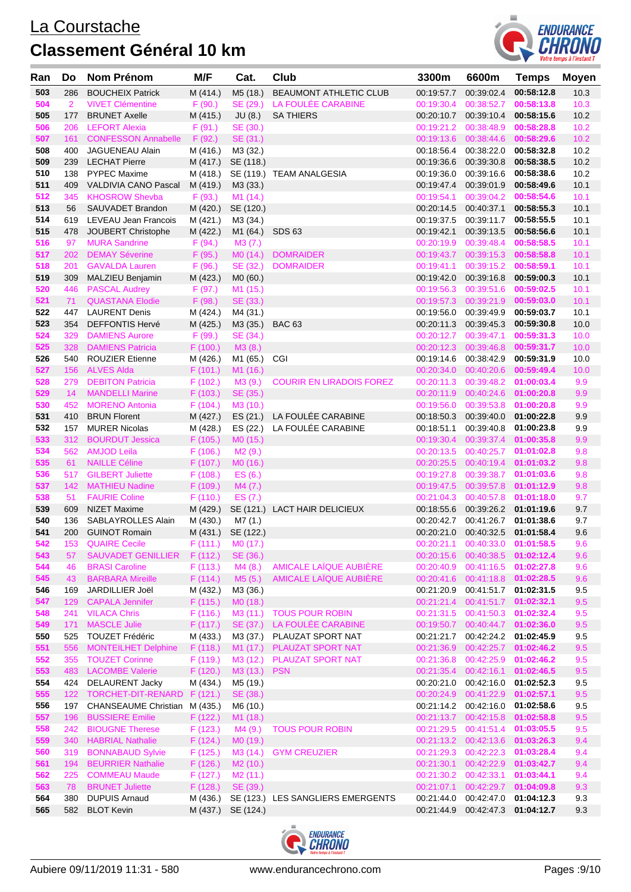# La Courstache

## Classement Général 10 km

| Ran | Do | Nom Prénom | M/F | Cat. | Club | 3300m | 6600m | Temps | Moyen |
|---|---|---|---|---|---|---|---|---|---|
| 503 | 286 | BOUCHEIX Patrick | M (414.) | M5 (18.) | BEAUMONT ATHLETIC CLUB | 00:19:57.7 | 00:39:02.4 | **00:58:12.8** | 10.3 |
| 504 | 2 | VIVET Clémentine | F (90.) | SE (29.) | LA FOULÉE CARABINE | 00:19:30.4 | 00:38:52.7 | **00:58:13.8** | 10.3 |
| 505 | 177 | BRUNET Axelle | M (415.) | JU (8.) | SA THIERS | 00:20:10.7 | 00:39:10.4 | **00:58:15.6** | 10.2 |
| 506 | 206 | LEFORT Alexia | F (91.) | SE (30.) | | 00:19:21.2 | 00:38:48.9 | **00:58:28.8** | 10.2 |
| 507 | 161 | CONFESSON Annabelle | F (92.) | SE (31.) | | 00:19:13.6 | 00:38:44.6 | **00:58:29.6** | 10.2 |
| 508 | 400 | JAGUENEAU Alain | M (416.) | M3 (32.) | | 00:18:56.4 | 00:38:22.0 | **00:58:32.8** | 10.2 |
| 509 | 239 | LECHAT Pierre | M (417.) | SE (118.) | | 00:19:36.6 | 00:39:30.8 | **00:58:38.5** | 10.2 |
| 510 | 138 | PYPEC Maxime | M (418.) | SE (119.) | TEAM ANALGESIA | 00:19:36.0 | 00:39:16.6 | **00:58:38.6** | 10.2 |
| 511 | 409 | VALDIVIA CANO Pascal | M (419.) | M3 (33.) | | 00:19:47.4 | 00:39:01.9 | **00:58:49.6** | 10.1 |
| 512 | 345 | KHOSROW Shevba | F (93.) | M1 (14.) | | 00:19:54.1 | 00:39:04.2 | **00:58:54.6** | 10.1 |
| 513 | 56 | SAUVADET Brandon | M (420.) | SE (120.) | | 00:20:14.5 | 00:40:37.1 | **00:58:55.3** | 10.1 |
| 514 | 619 | LEVEAU Jean Francois | M (421.) | M3 (34.) | | 00:19:37.5 | 00:39:11.7 | **00:58:55.5** | 10.1 |
| 515 | 478 | JOUBERT Christophe | M (422.) | M1 (64.) | SDS 63 | 00:19:42.1 | 00:39:13.5 | **00:58:56.6** | 10.1 |
| 516 | 97 | MURA Sandrine | F (94.) | M3 (7.) | | 00:20:19.9 | 00:39:48.4 | **00:58:58.5** | 10.1 |
| 517 | 202 | DEMAY Séverine | F (95.) | M0 (14.) | DOMRAIDER | 00:19:43.7 | 00:39:15.3 | **00:58:58.8** | 10.1 |
| 518 | 201 | GAVALDA Lauren | F (96.) | SE (32.) | DOMRAIDER | 00:19:41.1 | 00:39:15.2 | **00:59:59.1** | 10.1 |
| 519 | 309 | MALZIEU Benjamin | M (423.) | M0 (60.) | | 00:19:42.0 | 00:39:16.8 | **00:59:00.3** | 10.1 |
| 520 | 446 | PASCAL Audrey | F (97.) | M1 (15.) | | 00:19:56.3 | 00:39:51.6 | **00:59:02.5** | 10.1 |
| 521 | 71 | QUASTANA Elodie | F (98.) | SE (33.) | | 00:19:57.3 | 00:39:21.9 | **00:59:03.0** | 10.1 |
| 522 | 447 | LAURENT Denis | M (424.) | M4 (31.) | | 00:19:56.0 | 00:39:49.9 | **00:59:03.7** | 10.1 |
| 523 | 354 | DEFFONTIS Hervé | M (425.) | M3 (35.) | BAC 63 | 00:20:11.3 | 00:39:45.3 | **00:59:30.8** | 10.0 |
| 524 | 329 | DAMIENS Aurore | F (99.) | SE (34.) | | 00:20:12.7 | 00:39:47.1 | **00:59:31.3** | 10.0 |
| 525 | 328 | DAMIENS Patricia | F (100.) | M3 (8.) | | 00:20:12.3 | 00:39:46.8 | **00:59:31.7** | 10.0 |
| 526 | 540 | ROUZIER Etienne | M (426.) | M1 (65.) | CGI | 00:19:14.6 | 00:38:42.9 | **00:59:31.9** | 10.0 |
| 527 | 156 | ALVES Alda | F (101.) | M1 (16.) | | 00:20:34.0 | 00:40:20.6 | **00:59:49.4** | 10.0 |
| 528 | 279 | DEBITON Patricia | F (102.) | M3 (9.) | COURIR EN LIRADOIS FOREZ | 00:20:11.3 | 00:39:48.2 | **01:00:03.4** | 9.9 |
| 529 | 14 | MANDELLI Marine | F (103.) | SE (35.) | | 00:20:11.9 | 00:40:24.6 | **01:00:20.8** | 9.9 |
| 530 | 452 | MORENO Antonia | F (104.) | M3 (10.) | | 00:19:56.0 | 00:39:53.8 | **01:00:20.8** | 9.9 |
| 531 | 410 | BRUN Florent | M (427.) | ES (21.) | LA FOULÉE CARABINE | 00:18:50.3 | 00:39:40.0 | **01:00:22.8** | 9.9 |
| 532 | 157 | MURER Nicolas | M (428.) | ES (22.) | LA FOULÉE CARABINE | 00:18:51.1 | 00:39:40.8 | **01:00:23.8** | 9.9 |
| 533 | 312 | BOURDUT Jessica | F (105.) | M0 (15.) | | 00:19:30.4 | 00:39:37.4 | **01:00:35.8** | 9.9 |
| 534 | 562 | AMJOD Leila | F (106.) | M2 (9.) | | 00:20:13.5 | 00:40:25.7 | **01:01:02.8** | 9.8 |
| 535 | 61 | NAILLE Céline | F (107.) | M0 (16.) | | 00:20:25.5 | 00:40:19.4 | **01:01:03.2** | 9.8 |
| 536 | 517 | GILBERT Juliette | F (108.) | ES (6.) | | 00:19:27.8 | 00:39:38.7 | **01:01:03.6** | 9.8 |
| 537 | 142 | MATHIEU Nadine | F (109.) | M4 (7.) | | 00:19:47.5 | 00:39:57.8 | **01:01:12.9** | 9.8 |
| 538 | 51 | FAURIE Coline | F (110.) | ES (7.) | | 00:21:04.3 | 00:40:57.8 | **01:01:18.0** | 9.7 |
| 539 | 609 | NIZET Maxime | M (429.) | SE (121.) | LACT HAIR DELICIEUX | 00:18:55.6 | 00:39:26.2 | **01:01:19.6** | 9.7 |
| 540 | 136 | SABLAYROLLES Alain | M (430.) | M7 (1.) | | 00:20:42.7 | 00:41:26.7 | **01:01:38.6** | 9.7 |
| 541 | 200 | GUINOT Romain | M (431.) | SE (122.) | | 00:20:21.0 | 00:40:32.5 | **01:01:58.4** | 9.6 |
| 542 | 153 | QUAIRE Cecile | F (111.) | M0 (17.) | | 00:20:21.1 | 00:40:33.0 | **01:01:58.5** | 9.6 |
| 543 | 57 | SAUVADET GENILLIER | F (112.) | SE (36.) | | 00:20:15.6 | 00:40:38.5 | **01:02:12.4** | 9.6 |
| 544 | 46 | BRASI Caroline | F (113.) | M4 (8.) | AMICALE LAÏQUE AUBIÈRE | 00:20:40.9 | 00:41:16.5 | **01:02:27.8** | 9.6 |
| 545 | 43 | BARBARA Mireille | F (114.) | M5 (5.) | AMICALE LAÏQUE AUBIÈRE | 00:20:41.6 | 00:41:18.8 | **01:02:28.5** | 9.6 |
| 546 | 169 | JARDILLIER Joël | M (432.) | M3 (36.) | | 00:21:20.9 | 00:41:51.7 | **01:02:31.5** | 9.5 |
| 547 | 129 | CAPALA Jennifer | F (115.) | M0 (18.) | | 00:21:21.4 | 00:41:51.7 | **01:02:32.1** | 9.5 |
| 548 | 241 | VILACA Chris | F (116.) | M3 (11.) | TOUS POUR ROBIN | 00:21:31.5 | 00:41:50.3 | **01:02:32.4** | 9.5 |
| 549 | 171 | MASCLE Julie | F (117.) | SE (37.) | LA FOULÉE CARABINE | 00:19:50.7 | 00:40:44.7 | **01:02:36.0** | 9.5 |
| 550 | 525 | TOUZET Frédéric | M (433.) | M3 (37.) | PLAUZAT SPORT NAT | 00:21:21.7 | 00:42:24.2 | **01:02:45.9** | 9.5 |
| 551 | 556 | MONTEILHET Delphine | F (118.) | M1 (17.) | PLAUZAT SPORT NAT | 00:21:36.9 | 00:42:25.7 | **01:02:46.2** | 9.5 |
| 552 | 355 | TOUZET Corinne | F (119.) | M3 (12.) | PLAUZAT SPORT NAT | 00:21:36.8 | 00:42:25.9 | **01:02:46.2** | 9.5 |
| 553 | 483 | LACOMBE Valerie | F (120.) | M3 (13.) | PSN | 00:21:35.4 | 00:42:16.1 | **01:02:46.5** | 9.5 |
| 554 | 424 | DELAURENT Jacky | M (434.) | M5 (19.) | | 00:20:21.0 | 00:42:16.0 | **01:02:52.3** | 9.5 |
| 555 | 122 | TORCHET-DIT-RENARD | F (121.) | SE (38.) | | 00:20:24.9 | 00:41:22.9 | **01:02:57.1** | 9.5 |
| 556 | 197 | CHANSEAUME Christian | M (435.) | M6 (10.) | | 00:21:14.2 | 00:42:16.0 | **01:02:58.6** | 9.5 |
| 557 | 196 | BUSSIERE Emilie | F (122.) | M1 (18.) | | 00:21:13.7 | 00:42:15.8 | **01:02:58.8** | 9.5 |
| 558 | 242 | BIOUGNE Therese | F (123.) | M4 (9.) | TOUS POUR ROBIN | 00:21:29.5 | 00:41:51.4 | **01:03:05.5** | 9.5 |
| 559 | 340 | HABRIAL Nathalie | F (124.) | M0 (19.) | | 00:21:13.2 | 00:42:13.6 | **01:03:26.3** | 9.4 |
| 560 | 319 | BONNABAUD Sylvie | F (125.) | M3 (14.) | GYM CREUZIER | 00:21:29.3 | 00:42:22.3 | **01:03:28.4** | 9.4 |
| 561 | 194 | BEURRIER Nathalie | F (126.) | M2 (10.) | | 00:21:30.1 | 00:42:22.9 | **01:03:42.7** | 9.4 |
| 562 | 225 | COMMEAU Maude | F (127.) | M2 (11.) | | 00:21:30.2 | 00:42:33.1 | **01:03:44.1** | 9.4 |
| 563 | 78 | BRUNET Juliette | F (128.) | SE (39.) | | 00:21:07.1 | 00:42:29.7 | **01:04:09.8** | 9.3 |
| 564 | 380 | DUPUIS Arnaud | M (436.) | SE (123.) | LES SANGLIERS EMERGENTS | 00:21:44.0 | 00:42:47.0 | **01:04:12.3** | 9.3 |
| 565 | 582 | BLOT Kevin | M (437.) | SE (124.) | | 00:21:44.9 | 00:42:47.3 | **01:04:12.7** | 9.3 |

Aubiere 09/11/2019 11:31 - 580 www.endurancechrono.com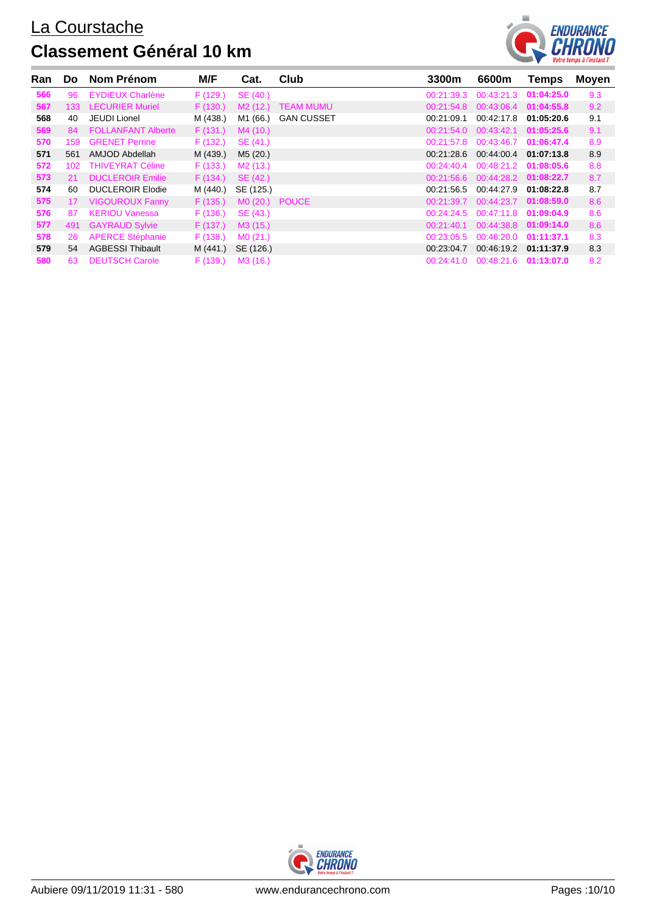# La Courstache

## Classement Général 10 km

| Ran | Do | Nom Prénom | M/F | Cat. | Club | 3300m | 6600m | Temps | Moyen |
|---|---|---|---|---|---|---|---|---|---|
| 566 | 96 | EYDIEUX Charlène | F (129.) | SE (40.) | | 00:21:39.3 | 00:43:21.3 | 01:04:25.0 | 9.3 |
| 567 | 133 | LECURIER Muriel | F (130.) | M2 (12.) | TEAM MUMU | 00:21:54.8 | 00:43:06.4 | 01:04:55.8 | 9.2 |
| 568 | 40 | JEUDI Lionel | M (438.) | M1 (66.) | GAN CUSSET | 00:21:09.1 | 00:42:17.8 | 01:05:20.6 | 9.1 |
| 569 | 84 | FOLLANFANT Alberte | F (131.) | M4 (10.) | | 00:21:54.0 | 00:43:42.1 | 01:05:25.6 | 9.1 |
| 570 | 159 | GRENET Perrine | F (132.) | SE (41.) | | 00:21:57.8 | 00:43:46.7 | 01:06:47.4 | 8.9 |
| 571 | 561 | AMJOD Abdellah | M (439.) | M5 (20.) | | 00:21:28.6 | 00:44:00.4 | 01:07:13.8 | 8.9 |
| 572 | 102 | THIVEYRAT Céline | F (133.) | M2 (13.) | | 00:24:40.4 | 00:48:21.2 | 01:08:05.6 | 8.8 |
| 573 | 21 | DUCLEROIR Emilie | F (134.) | SE (42.) | | 00:21:56.6 | 00:44:28.2 | 01:08:22.7 | 8.7 |
| 574 | 60 | DUCLEROIR Elodie | M (440.) | SE (125.) | | 00:21:56.5 | 00:44:27.9 | 01:08:22.8 | 8.7 |
| 575 | 17 | VIGOUROUX Fanny | F (135.) | M0 (20.) | POUCE | 00:21:39.7 | 00:44:23.7 | 01:08:59.0 | 8.6 |
| 576 | 87 | KERIOU Vanessa | F (136.) | SE (43.) | | 00:24:24.5 | 00:47:11.8 | 01:09:04.9 | 8.6 |
| 577 | 491 | GAYRAUD Sylvie | F (137.) | M3 (15.) | | 00:21:40.1 | 00:44:38.8 | 01:09:14.0 | 8.6 |
| 578 | 26 | APERCE Stéphanie | F (138.) | M0 (21.) | | 00:23:05.5 | 00:46:20.0 | 01:11:37.1 | 8.3 |
| 579 | 54 | AGBESSI Thibault | M (441.) | SE (126.) | | 00:23:04.7 | 00:46:19.2 | 01:11:37.9 | 8.3 |
| 580 | 63 | DEUTSCH Carole | F (139.) | M3 (16.) | | 00:24:41.0 | 00:48:21.6 | 01:13:07.0 | 8.2 |

Aubiere 09/11/2019 11:31 - 580 www.endurancechrono.com